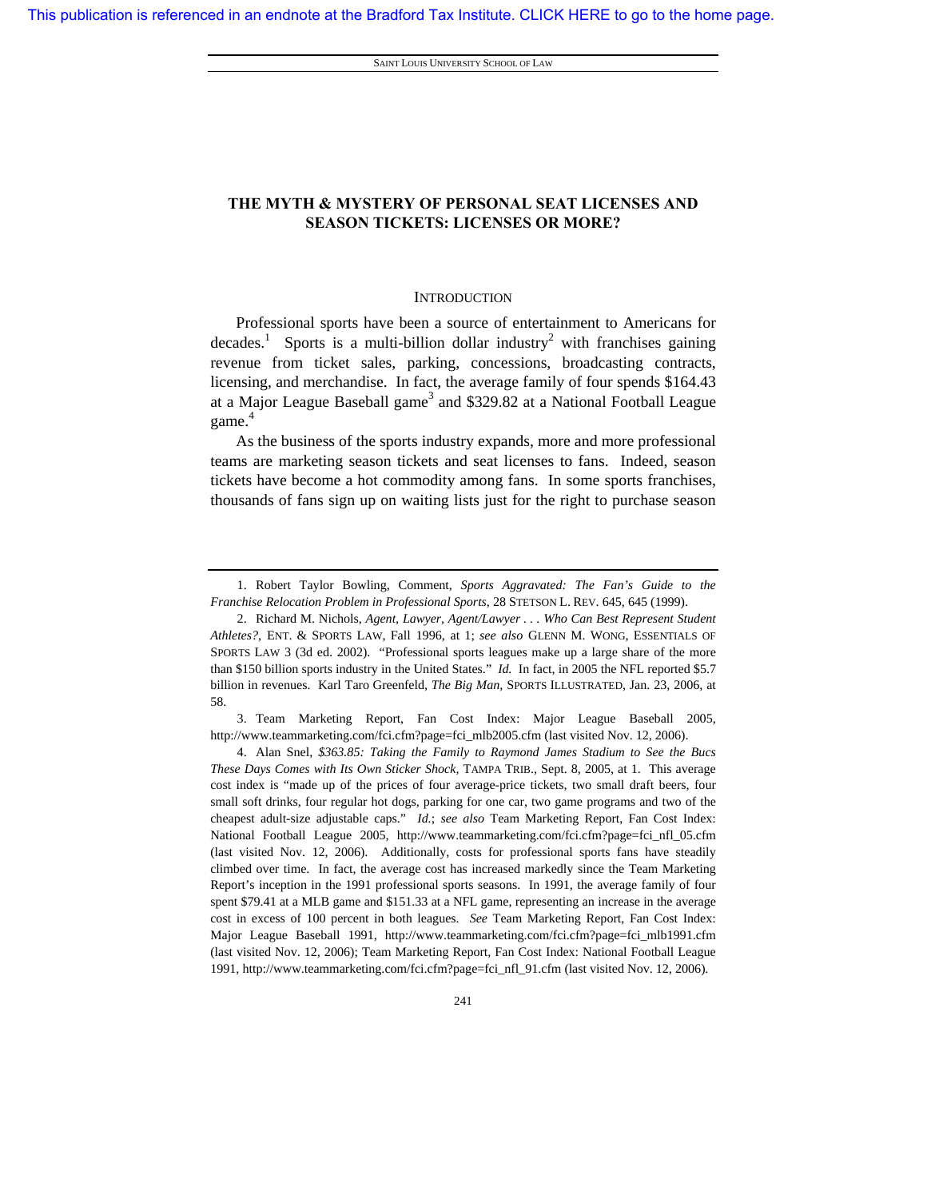This publication is referenced in an endnote at the Bradford Tax Institute. CLICK HERE to go to the home page.

# THE MYTH & MYSTERY OF PERSONAL SEAT LICENSES AND SEASON TICKETS: LICENSES OR MORE?

## INTRODUCTION

Professional sports have been a source of entertainment to Americans for decades.[1] Sports is a multi-billion dollar industry[2] with franchises gaining revenue from ticket sales, parking, concessions, broadcasting contracts, licensing, and merchandise. In fact, the average family of four spends $164.43 at a Major League Baseball game[3] and $329.82 at a National Football League game.[4]

As the business of the sports industry expands, more and more professional teams are marketing season tickets and seat licenses to fans. Indeed, season tickets have become a hot commodity among fans. In some sports franchises, thousands of fans sign up on waiting lists just for the right to purchase season

---

1. Robert Taylor Bowling, Comment, *Sports Aggravated: The Fan's Guide to the Franchise Relocation Problem in Professional Sports*, 28 STETSON L. REV. 645, 645 (1999).

2. Richard M. Nichols, *Agent, Lawyer, Agent/Lawyer . . . Who Can Best Represent Student Athletes?*, ENT. & SPORTS LAW, Fall 1996, at 1; *see also* GLENN M. WONG, ESSENTIALS OF SPORTS LAW 3 (3d ed. 2002). "Professional sports leagues make up a large share of the more than $150 billion sports industry in the United States." *Id.* In fact, in 2005 the NFL reported $5.7 billion in revenues. Karl Taro Greenfeld, *The Big Man*, SPORTS ILLUSTRATED, Jan. 23, 2006, at 58.

3. Team Marketing Report, Fan Cost Index: Major League Baseball 2005, http://www.teammarketing.com/fci.cfm?page=fci_mlb2005.cfm (last visited Nov. 12, 2006).

4. Alan Snel, *$363.85: Taking the Family to Raymond James Stadium to See the Bucs These Days Comes with Its Own Sticker Shock*, TAMPA TRIB., Sept. 8, 2005, at 1. This average cost index is "made up of the prices of four average-price tickets, two small draft beers, four small soft drinks, four regular hot dogs, parking for one car, two game programs and two of the cheapest adult-size adjustable caps." *Id.*; *see also* Team Marketing Report, Fan Cost Index: National Football League 2005, http://www.teammarketing.com/fci.cfm?page=fci_nfl_05.cfm (last visited Nov. 12, 2006). Additionally, costs for professional sports fans have steadily climbed over time. In fact, the average cost has increased markedly since the Team Marketing Report's inception in the 1991 professional sports seasons. In 1991, the average family of four spent $79.41 at a MLB game and $151.33 at a NFL game, representing an increase in the average cost in excess of 100 percent in both leagues. *See* Team Marketing Report, Fan Cost Index: Major League Baseball 1991, http://www.teammarketing.com/fci.cfm?page=fci_mlb1991.cfm (last visited Nov. 12, 2006); Team Marketing Report, Fan Cost Index: National Football League 1991, http://www.teammarketing.com/fci.cfm?page=fci_nfl_91.cfm (last visited Nov. 12, 2006).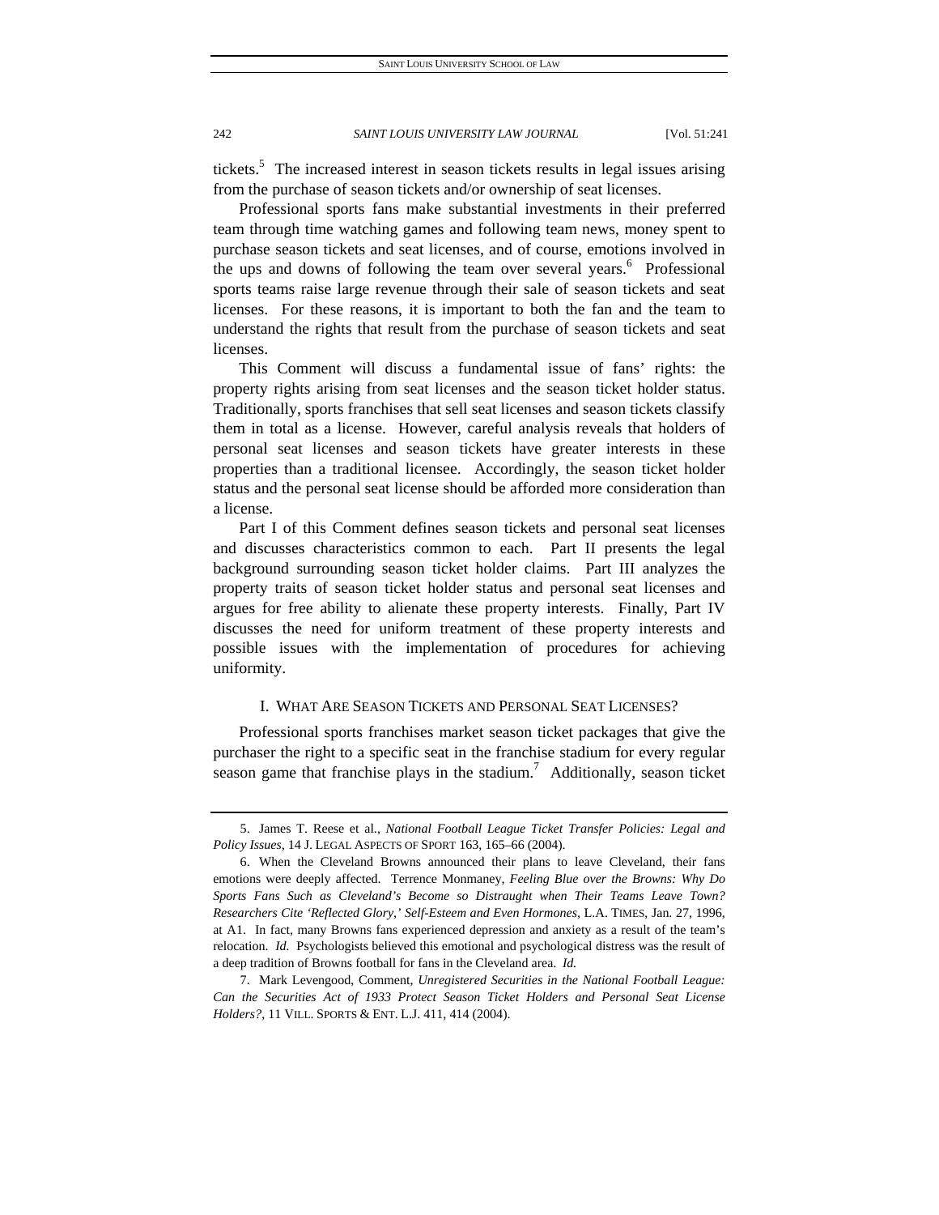tickets.[5] The increased interest in season tickets results in legal issues arising from the purchase of season tickets and/or ownership of seat licenses.

Professional sports fans make substantial investments in their preferred team through time watching games and following team news, money spent to purchase season tickets and seat licenses, and of course, emotions involved in the ups and downs of following the team over several years.[6] Professional sports teams raise large revenue through their sale of season tickets and seat licenses. For these reasons, it is important to both the fan and the team to understand the rights that result from the purchase of season tickets and seat licenses.

This Comment will discuss a fundamental issue of fans' rights: the property rights arising from seat licenses and the season ticket holder status. Traditionally, sports franchises that sell seat licenses and season tickets classify them in total as a license. However, careful analysis reveals that holders of personal seat licenses and season tickets have greater interests in these properties than a traditional licensee. Accordingly, the season ticket holder status and the personal seat license should be afforded more consideration than a license.

Part I of this Comment defines season tickets and personal seat licenses and discusses characteristics common to each. Part II presents the legal background surrounding season ticket holder claims. Part III analyzes the property traits of season ticket holder status and personal seat licenses and argues for free ability to alienate these property interests. Finally, Part IV discusses the need for uniform treatment of these property interests and possible issues with the implementation of procedures for achieving uniformity.

## I. WHAT ARE SEASON TICKETS AND PERSONAL SEAT LICENSES?

Professional sports franchises market season ticket packages that give the purchaser the right to a specific seat in the franchise stadium for every regular season game that franchise plays in the stadium.[7] Additionally, season ticket

---

5. James T. Reese et al., *National Football League Ticket Transfer Policies: Legal and Policy Issues*, 14 J. LEGAL ASPECTS OF SPORT 163, 165–66 (2004).

6. When the Cleveland Browns announced their plans to leave Cleveland, their fans emotions were deeply affected. Terrence Monmaney, *Feeling Blue over the Browns: Why Do Sports Fans Such as Cleveland's Become so Distraught when Their Teams Leave Town? Researchers Cite 'Reflected Glory,' Self-Esteem and Even Hormones*, L.A. TIMES, Jan. 27, 1996, at A1. In fact, many Browns fans experienced depression and anxiety as a result of the team's relocation. *Id.* Psychologists believed this emotional and psychological distress was the result of a deep tradition of Browns football for fans in the Cleveland area. *Id.*

7. Mark Levengood, Comment, *Unregistered Securities in the National Football League: Can the Securities Act of 1933 Protect Season Ticket Holders and Personal Seat License Holders?*, 11 VILL. SPORTS & ENT. L.J. 411, 414 (2004).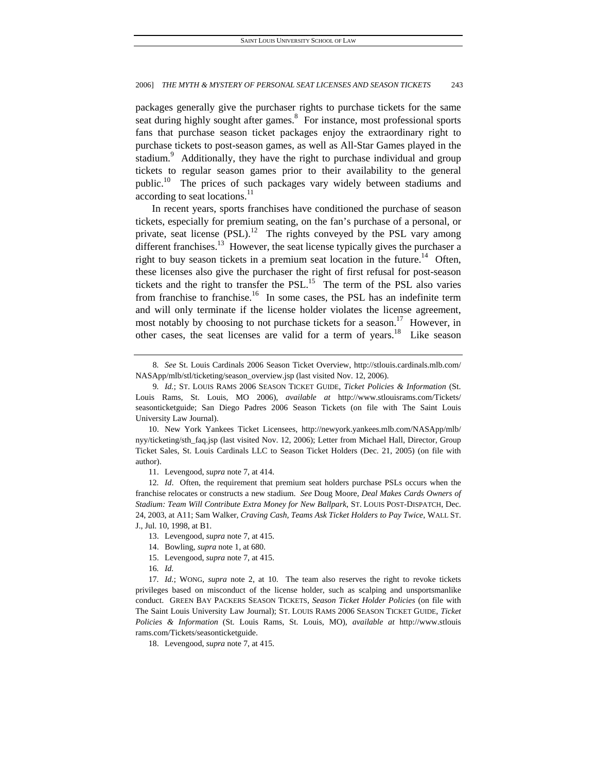packages generally give the purchaser rights to purchase tickets for the same seat during highly sought after games.[8] For instance, most professional sports fans that purchase season ticket packages enjoy the extraordinary right to purchase tickets to post-season games, as well as All-Star Games played in the stadium.[9] Additionally, they have the right to purchase individual and group tickets to regular season games prior to their availability to the general public.[10] The prices of such packages vary widely between stadiums and according to seat locations.[11]

In recent years, sports franchises have conditioned the purchase of season tickets, especially for premium seating, on the fan's purchase of a personal, or private, seat license (PSL).[12] The rights conveyed by the PSL vary among different franchises.[13] However, the seat license typically gives the purchaser a right to buy season tickets in a premium seat location in the future.[14] Often, these licenses also give the purchaser the right of first refusal for post-season tickets and the right to transfer the PSL.[15] The term of the PSL also varies from franchise to franchise.[16] In some cases, the PSL has an indefinite term and will only terminate if the license holder violates the license agreement, most notably by choosing to not purchase tickets for a season.[17] However, in other cases, the seat licenses are valid for a term of years.[18] Like season

---

8. *See* St. Louis Cardinals 2006 Season Ticket Overview, http://stlouis.cardinals.mlb.com/NASApp/mlb/stl/ticketing/season_overview.jsp (last visited Nov. 12, 2006).

9. *Id.*; ST. LOUIS RAMS 2006 SEASON TICKET GUIDE, *Ticket Policies & Information* (St. Louis Rams, St. Louis, MO 2006), *available at* http://www.stlouisrams.com/Tickets/seasonticketguide; San Diego Padres 2006 Season Tickets (on file with The Saint Louis University Law Journal).

10. New York Yankees Ticket Licensees, http://newyork.yankees.mlb.com/NASApp/mlb/nyy/ticketing/sth_faq.jsp (last visited Nov. 12, 2006); Letter from Michael Hall, Director, Group Ticket Sales, St. Louis Cardinals LLC to Season Ticket Holders (Dec. 21, 2005) (on file with author).

11. Levengood, *supra* note 7, at 414.

12. *Id*. Often, the requirement that premium seat holders purchase PSLs occurs when the franchise relocates or constructs a new stadium. *See* Doug Moore, *Deal Makes Cards Owners of Stadium: Team Will Contribute Extra Money for New Ballpark*, ST. LOUIS POST-DISPATCH, Dec. 24, 2003, at A11; Sam Walker, *Craving Cash, Teams Ask Ticket Holders to Pay Twice*, WALL ST. J., Jul. 10, 1998, at B1.

13. Levengood, *supra* note 7, at 415.

14. Bowling, *supra* note 1, at 680.

15. Levengood, *supra* note 7, at 415.

16. *Id.*

17. *Id.*; WONG, *supra* note 2, at 10. The team also reserves the right to revoke tickets privileges based on misconduct of the license holder, such as scalping and unsportsmanlike conduct. GREEN BAY PACKERS SEASON TICKETS, *Season Ticket Holder Policies* (on file with The Saint Louis University Law Journal); ST. LOUIS RAMS 2006 SEASON TICKET GUIDE, *Ticket Policies & Information* (St. Louis Rams, St. Louis, MO), *available at* http://www.stlouisrams.com/Tickets/seasonticketguide.

18. Levengood, *supra* note 7, at 415.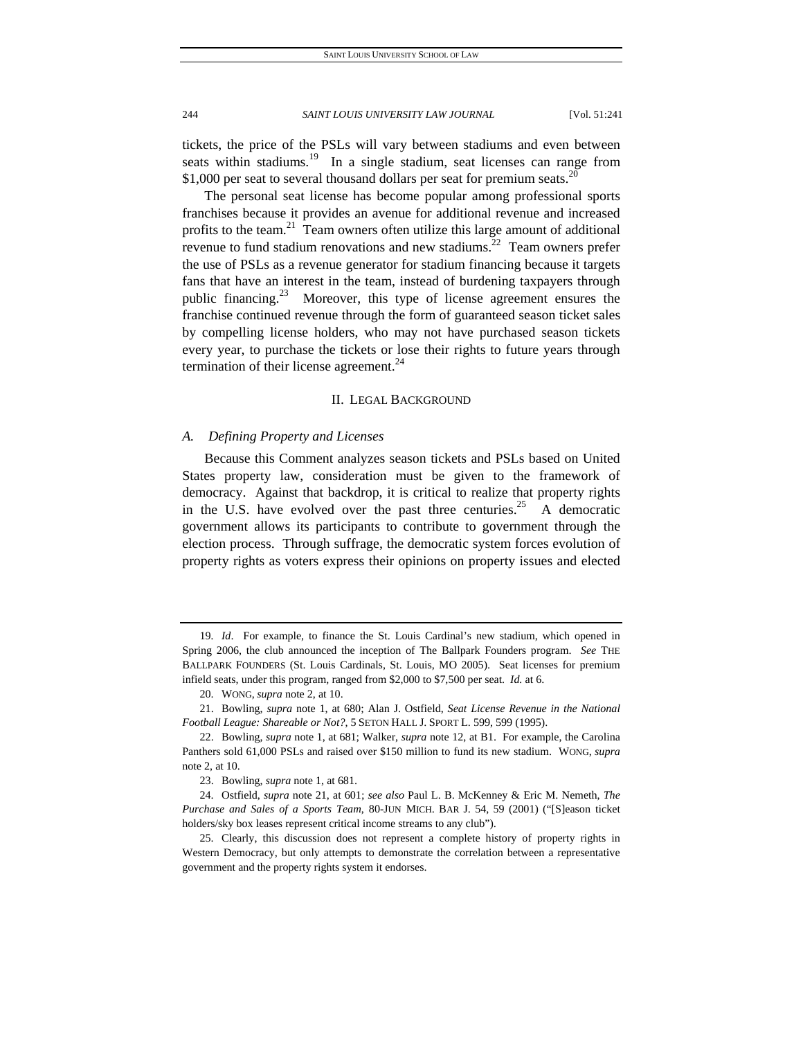tickets, the price of the PSLs will vary between stadiums and even between seats within stadiums.[19] In a single stadium, seat licenses can range from $1,000 per seat to several thousand dollars per seat for premium seats.[20]

The personal seat license has become popular among professional sports franchises because it provides an avenue for additional revenue and increased profits to the team.[21] Team owners often utilize this large amount of additional revenue to fund stadium renovations and new stadiums.[22] Team owners prefer the use of PSLs as a revenue generator for stadium financing because it targets fans that have an interest in the team, instead of burdening taxpayers through public financing.[23] Moreover, this type of license agreement ensures the franchise continued revenue through the form of guaranteed season ticket sales by compelling license holders, who may not have purchased season tickets every year, to purchase the tickets or lose their rights to future years through termination of their license agreement.[24]

## II. LEGAL BACKGROUND

### *A. Defining Property and Licenses*

Because this Comment analyzes season tickets and PSLs based on United States property law, consideration must be given to the framework of democracy. Against that backdrop, it is critical to realize that property rights in the U.S. have evolved over the past three centuries.[25] A democratic government allows its participants to contribute to government through the election process. Through suffrage, the democratic system forces evolution of property rights as voters express their opinions on property issues and elected

---

19. *Id*. For example, to finance the St. Louis Cardinal's new stadium, which opened in Spring 2006, the club announced the inception of The Ballpark Founders program. *See* THE BALLPARK FOUNDERS (St. Louis Cardinals, St. Louis, MO 2005). Seat licenses for premium infield seats, under this program, ranged from $2,000 to $7,500 per seat. *Id.* at 6.

20. WONG, *supra* note 2, at 10.

21. Bowling, *supra* note 1, at 680; Alan J. Ostfield, *Seat License Revenue in the National Football League: Shareable or Not?*, 5 SETON HALL J. SPORT L. 599, 599 (1995).

22. Bowling, *supra* note 1, at 681; Walker, *supra* note 12, at B1. For example, the Carolina Panthers sold 61,000 PSLs and raised over $150 million to fund its new stadium. WONG, *supra* note 2, at 10.

23. Bowling, *supra* note 1, at 681.

24. Ostfield, *supra* note 21, at 601; *see also* Paul L. B. McKenney & Eric M. Nemeth, *The Purchase and Sales of a Sports Team*, 80-JUN MICH. BAR J. 54, 59 (2001) ("[S]eason ticket holders/sky box leases represent critical income streams to any club").

25. Clearly, this discussion does not represent a complete history of property rights in Western Democracy, but only attempts to demonstrate the correlation between a representative government and the property rights system it endorses.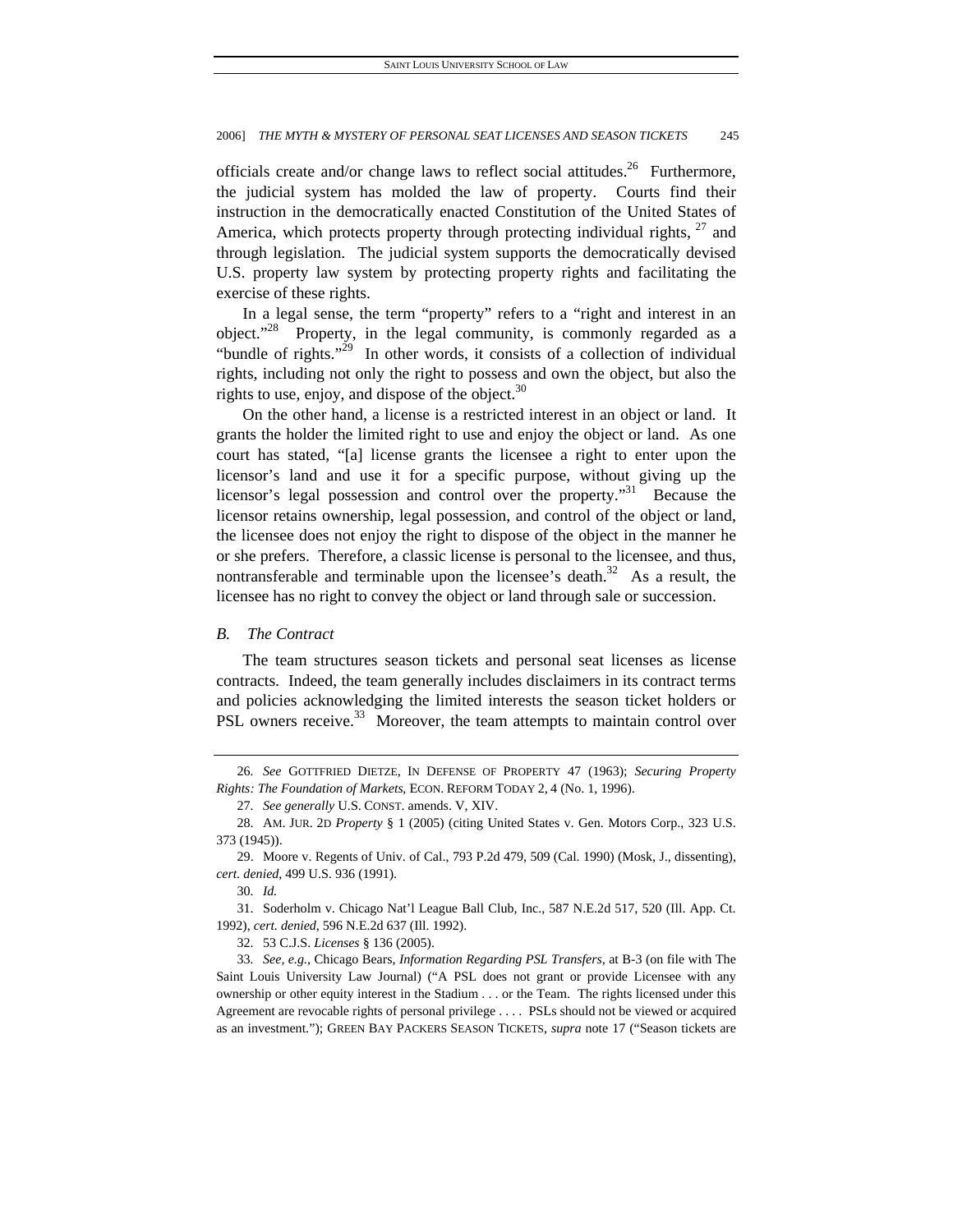officials create and/or change laws to reflect social attitudes.[26] Furthermore, the judicial system has molded the law of property. Courts find their instruction in the democratically enacted Constitution of the United States of America, which protects property through protecting individual rights, [27] and through legislation. The judicial system supports the democratically devised U.S. property law system by protecting property rights and facilitating the exercise of these rights.

In a legal sense, the term "property" refers to a "right and interest in an object."[28] Property, in the legal community, is commonly regarded as a "bundle of rights."[29] In other words, it consists of a collection of individual rights, including not only the right to possess and own the object, but also the rights to use, enjoy, and dispose of the object.[30]

On the other hand, a license is a restricted interest in an object or land. It grants the holder the limited right to use and enjoy the object or land. As one court has stated, "[a] license grants the licensee a right to enter upon the licensor's land and use it for a specific purpose, without giving up the licensor's legal possession and control over the property."[31] Because the licensor retains ownership, legal possession, and control of the object or land, the licensee does not enjoy the right to dispose of the object in the manner he or she prefers. Therefore, a classic license is personal to the licensee, and thus, nontransferable and terminable upon the licensee's death.[32] As a result, the licensee has no right to convey the object or land through sale or succession.

### *B. The Contract*

The team structures season tickets and personal seat licenses as license contracts. Indeed, the team generally includes disclaimers in its contract terms and policies acknowledging the limited interests the season ticket holders or PSL owners receive.[33] Moreover, the team attempts to maintain control over

---

26. *See* GOTTFRIED DIETZE, IN DEFENSE OF PROPERTY 47 (1963); *Securing Property Rights: The Foundation of Markets*, ECON. REFORM TODAY 2, 4 (No. 1, 1996).

27. *See generally* U.S. CONST. amends. V, XIV.

28. AM. JUR. 2D *Property* § 1 (2005) (citing United States v. Gen. Motors Corp., 323 U.S. 373 (1945)).

29. Moore v. Regents of Univ. of Cal., 793 P.2d 479, 509 (Cal. 1990) (Mosk, J., dissenting), *cert. denied*, 499 U.S. 936 (1991).

30. *Id.*

31. Soderholm v. Chicago Nat'l League Ball Club, Inc., 587 N.E.2d 517, 520 (Ill. App. Ct. 1992), *cert. denied*, 596 N.E.2d 637 (Ill. 1992).

32. 53 C.J.S. *Licenses* § 136 (2005).

33. *See, e.g.*, Chicago Bears, *Information Regarding PSL Transfers*, at B-3 (on file with The Saint Louis University Law Journal) ("A PSL does not grant or provide Licensee with any ownership or other equity interest in the Stadium . . . or the Team. The rights licensed under this Agreement are revocable rights of personal privilege . . . . PSLs should not be viewed or acquired as an investment."); GREEN BAY PACKERS SEASON TICKETS, *supra* note 17 ("Season tickets are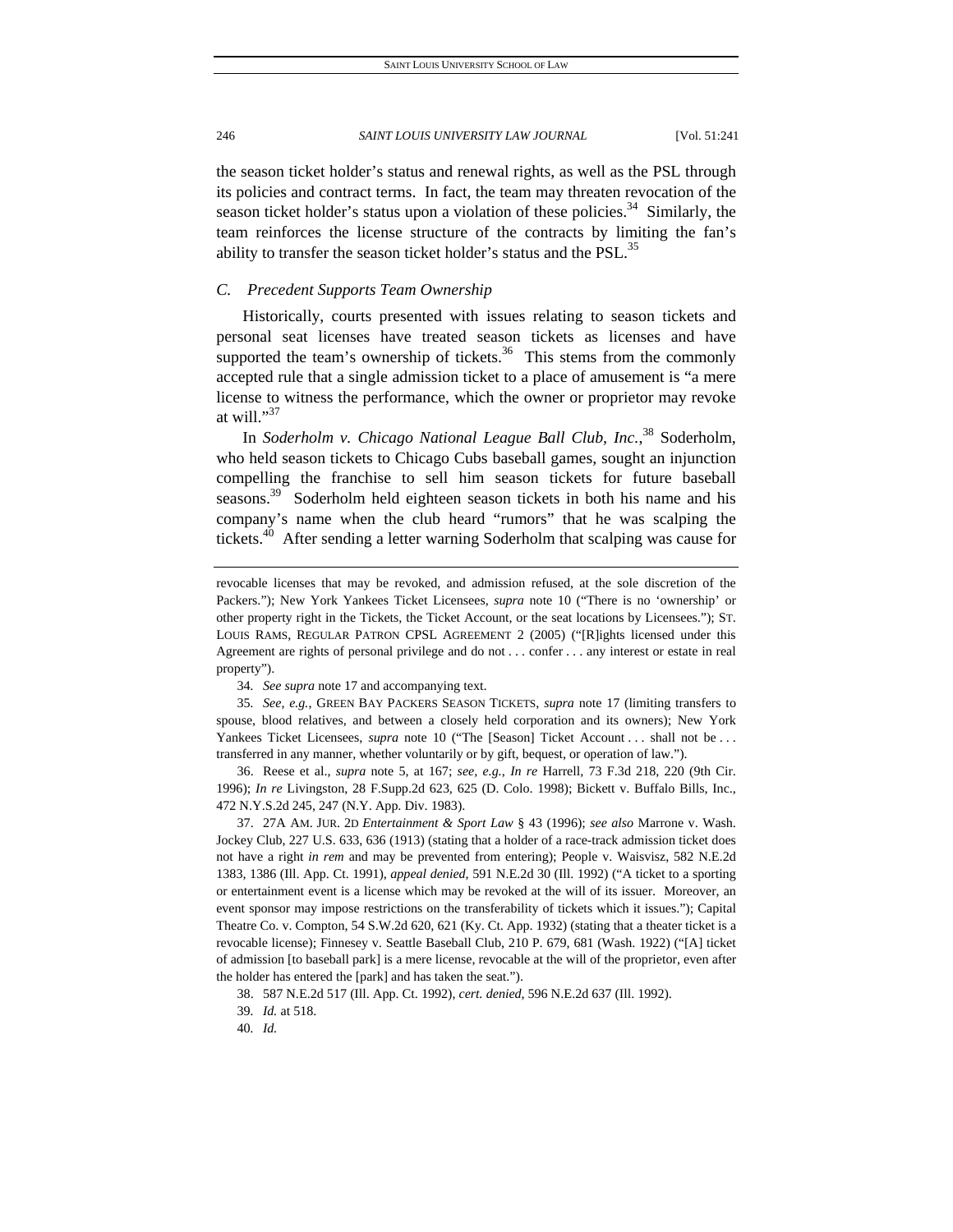the season ticket holder's status and renewal rights, as well as the PSL through its policies and contract terms. In fact, the team may threaten revocation of the season ticket holder's status upon a violation of these policies.[34] Similarly, the team reinforces the license structure of the contracts by limiting the fan's ability to transfer the season ticket holder's status and the PSL.[35]

### *C. Precedent Supports Team Ownership*

Historically, courts presented with issues relating to season tickets and personal seat licenses have treated season tickets as licenses and have supported the team's ownership of tickets.[36] This stems from the commonly accepted rule that a single admission ticket to a place of amusement is "a mere license to witness the performance, which the owner or proprietor may revoke at will."[37]

In *Soderholm v. Chicago National League Ball Club, Inc.*,[38] Soderholm, who held season tickets to Chicago Cubs baseball games, sought an injunction compelling the franchise to sell him season tickets for future baseball seasons.[39] Soderholm held eighteen season tickets in both his name and his company's name when the club heard "rumors" that he was scalping the tickets.[40] After sending a letter warning Soderholm that scalping was cause for

---

revocable licenses that may be revoked, and admission refused, at the sole discretion of the Packers."); New York Yankees Ticket Licensees, *supra* note 10 ("There is no 'ownership' or other property right in the Tickets, the Ticket Account, or the seat locations by Licensees."); ST. LOUIS RAMS, REGULAR PATRON CPSL AGREEMENT 2 (2005) ("[R]ights licensed under this Agreement are rights of personal privilege and do not . . . confer . . . any interest or estate in real property").

34. *See supra* note 17 and accompanying text.

35. *See, e.g.*, GREEN BAY PACKERS SEASON TICKETS, *supra* note 17 (limiting transfers to spouse, blood relatives, and between a closely held corporation and its owners); New York Yankees Ticket Licensees, *supra* note 10 ("The [Season] Ticket Account . . . shall not be . . . transferred in any manner, whether voluntarily or by gift, bequest, or operation of law.").

36. Reese et al., *supra* note 5, at 167; *see, e.g.*, *In re* Harrell, 73 F.3d 218, 220 (9th Cir. 1996); *In re* Livingston, 28 F.Supp.2d 623, 625 (D. Colo. 1998); Bickett v. Buffalo Bills, Inc., 472 N.Y.S.2d 245, 247 (N.Y. App. Div. 1983).

37. 27A AM. JUR. 2D *Entertainment & Sport Law* § 43 (1996); *see also* Marrone v. Wash. Jockey Club, 227 U.S. 633, 636 (1913) (stating that a holder of a race-track admission ticket does not have a right *in rem* and may be prevented from entering); People v. Waisvisz, 582 N.E.2d 1383, 1386 (Ill. App. Ct. 1991), *appeal denied*, 591 N.E.2d 30 (Ill. 1992) ("A ticket to a sporting or entertainment event is a license which may be revoked at the will of its issuer. Moreover, an event sponsor may impose restrictions on the transferability of tickets which it issues."); Capital Theatre Co. v. Compton, 54 S.W.2d 620, 621 (Ky. Ct. App. 1932) (stating that a theater ticket is a revocable license); Finnesey v. Seattle Baseball Club, 210 P. 679, 681 (Wash. 1922) ("[A] ticket of admission [to baseball park] is a mere license, revocable at the will of the proprietor, even after the holder has entered the [park] and has taken the seat.").

38. 587 N.E.2d 517 (Ill. App. Ct. 1992), *cert. denied*, 596 N.E.2d 637 (Ill. 1992).

39. *Id.* at 518.

40. *Id.*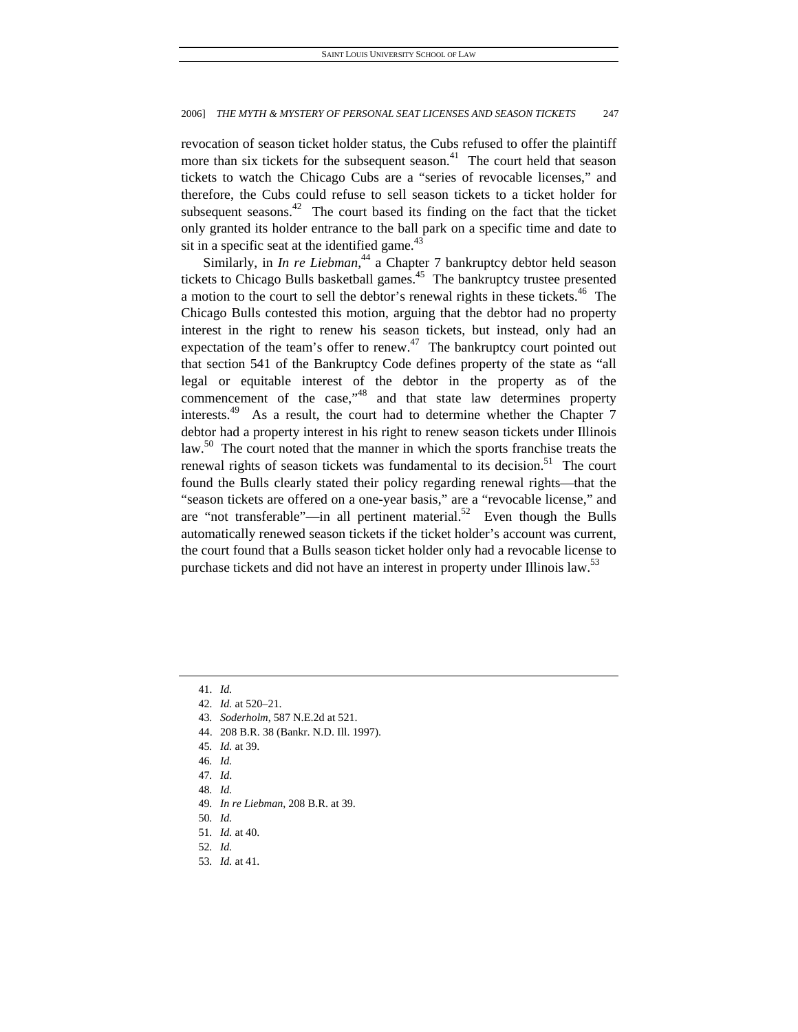revocation of season ticket holder status, the Cubs refused to offer the plaintiff more than six tickets for the subsequent season.[41] The court held that season tickets to watch the Chicago Cubs are a "series of revocable licenses," and therefore, the Cubs could refuse to sell season tickets to a ticket holder for subsequent seasons.[42] The court based its finding on the fact that the ticket only granted its holder entrance to the ball park on a specific time and date to sit in a specific seat at the identified game.[43]

Similarly, in *In re Liebman*,[44] a Chapter 7 bankruptcy debtor held season tickets to Chicago Bulls basketball games.[45] The bankruptcy trustee presented a motion to the court to sell the debtor's renewal rights in these tickets.[46] The Chicago Bulls contested this motion, arguing that the debtor had no property interest in the right to renew his season tickets, but instead, only had an expectation of the team's offer to renew.[47] The bankruptcy court pointed out that section 541 of the Bankruptcy Code defines property of the state as "all legal or equitable interest of the debtor in the property as of the commencement of the case,"[48] and that state law determines property interests.[49] As a result, the court had to determine whether the Chapter 7 debtor had a property interest in his right to renew season tickets under Illinois law.[50] The court noted that the manner in which the sports franchise treats the renewal rights of season tickets was fundamental to its decision.[51] The court found the Bulls clearly stated their policy regarding renewal rights—that the "season tickets are offered on a one-year basis," are a "revocable license," and are "not transferable"—in all pertinent material.[52] Even though the Bulls automatically renewed season tickets if the ticket holder's account was current, the court found that a Bulls season ticket holder only had a revocable license to purchase tickets and did not have an interest in property under Illinois law.[53]

---

41. *Id.*
42. *Id.* at 520–21.
43. *Soderholm*, 587 N.E.2d at 521.
44. 208 B.R. 38 (Bankr. N.D. Ill. 1997).
45. *Id.* at 39.
46. *Id.*
47. *Id*.
48. *Id.*
49. *In re Liebman*, 208 B.R. at 39.
50. *Id.*
51. *Id.* at 40.
52. *Id.*
53. *Id.* at 41.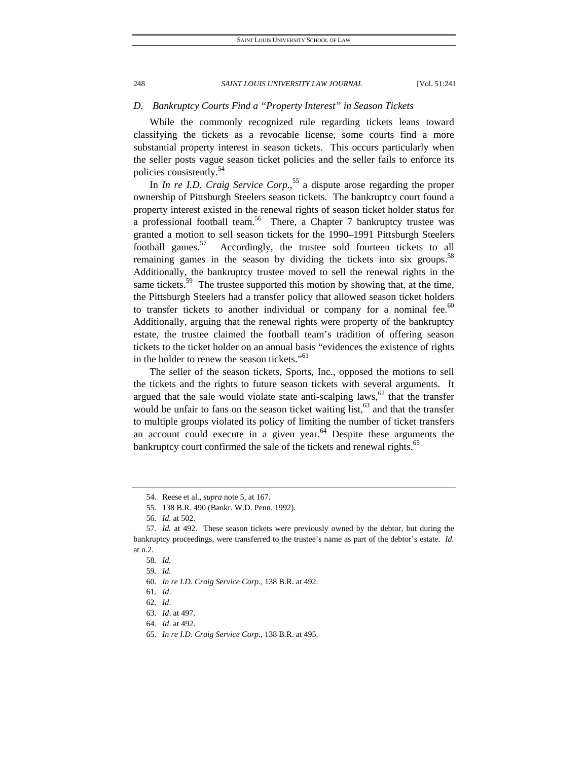### *D. Bankruptcy Courts Find a "Property Interest" in Season Tickets*

While the commonly recognized rule regarding tickets leans toward classifying the tickets as a revocable license, some courts find a more substantial property interest in season tickets. This occurs particularly when the seller posts vague season ticket policies and the seller fails to enforce its policies consistently.[54]

In *In re I.D. Craig Service Corp.*,[55] a dispute arose regarding the proper ownership of Pittsburgh Steelers season tickets. The bankruptcy court found a property interest existed in the renewal rights of season ticket holder status for a professional football team.[56] There, a Chapter 7 bankruptcy trustee was granted a motion to sell season tickets for the 1990–1991 Pittsburgh Steelers football games.[57] Accordingly, the trustee sold fourteen tickets to all remaining games in the season by dividing the tickets into six groups.[58] Additionally, the bankruptcy trustee moved to sell the renewal rights in the same tickets.[59] The trustee supported this motion by showing that, at the time, the Pittsburgh Steelers had a transfer policy that allowed season ticket holders to transfer tickets to another individual or company for a nominal fee.[60] Additionally, arguing that the renewal rights were property of the bankruptcy estate, the trustee claimed the football team's tradition of offering season tickets to the ticket holder on an annual basis "evidences the existence of rights in the holder to renew the season tickets."[61]

The seller of the season tickets, Sports, Inc., opposed the motions to sell the tickets and the rights to future season tickets with several arguments. It argued that the sale would violate state anti-scalping laws,[62] that the transfer would be unfair to fans on the season ticket waiting list,[63] and that the transfer to multiple groups violated its policy of limiting the number of ticket transfers an account could execute in a given year.[64] Despite these arguments the bankruptcy court confirmed the sale of the tickets and renewal rights.[65]

---

54. Reese et al., *supra* note 5, at 167.

55. 138 B.R. 490 (Bankr. W.D. Penn. 1992).

56. *Id.* at 502.

57. *Id.* at 492. These season tickets were previously owned by the debtor, but during the bankruptcy proceedings, were transferred to the trustee's name as part of the debtor's estate. *Id.* at n.2.

58. *Id.*

59. *Id.*

60. *In re I.D. Craig Service Corp*., 138 B.R. at 492.

61. *Id*.

62. *Id*.

63. *Id*. at 497.

64. *Id*. at 492.

65. *In re I.D. Craig Service Corp*., 138 B.R. at 495.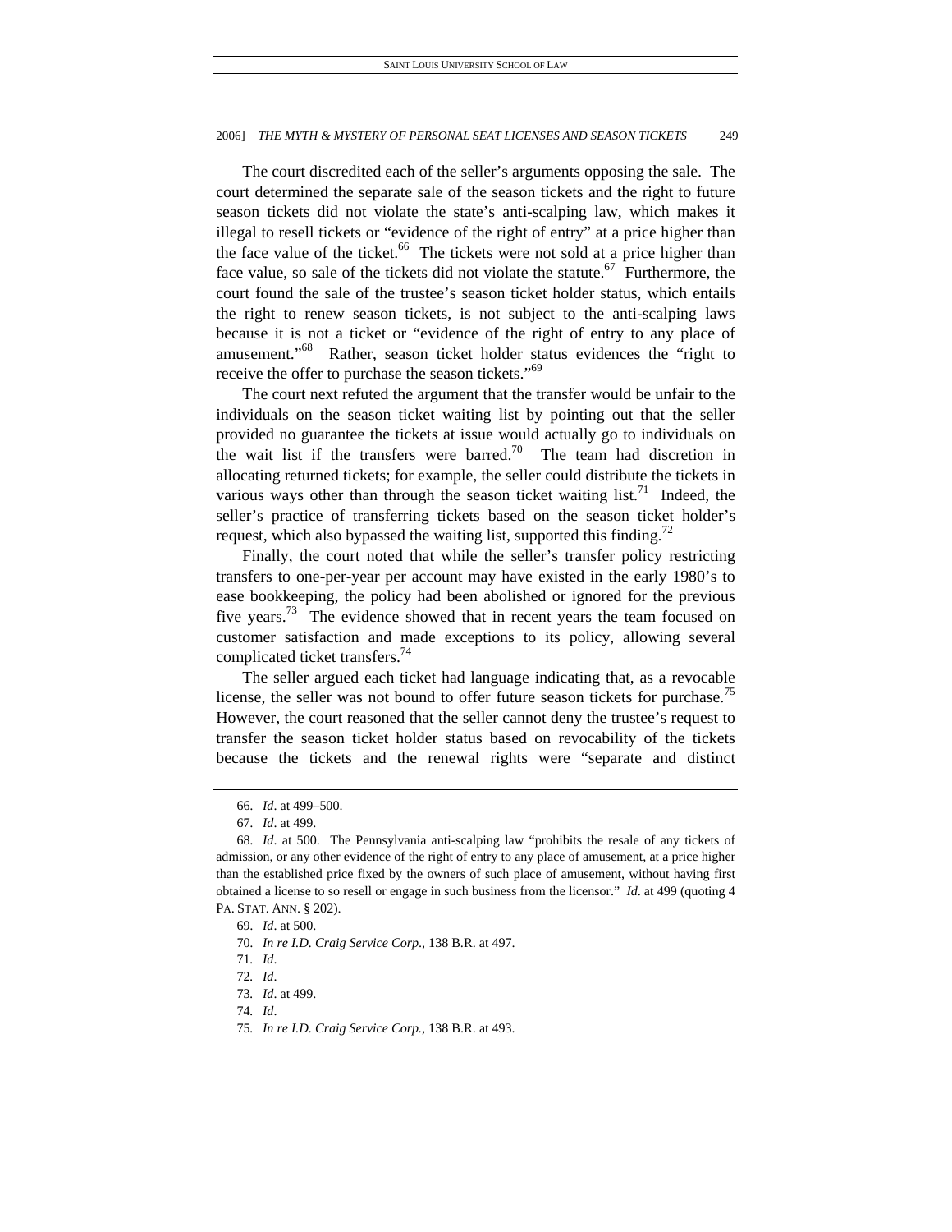The court discredited each of the seller's arguments opposing the sale. The court determined the separate sale of the season tickets and the right to future season tickets did not violate the state's anti-scalping law, which makes it illegal to resell tickets or "evidence of the right of entry" at a price higher than the face value of the ticket.[66] The tickets were not sold at a price higher than face value, so sale of the tickets did not violate the statute.[67] Furthermore, the court found the sale of the trustee's season ticket holder status, which entails the right to renew season tickets, is not subject to the anti-scalping laws because it is not a ticket or "evidence of the right of entry to any place of amusement."[68] Rather, season ticket holder status evidences the "right to receive the offer to purchase the season tickets."[69]

The court next refuted the argument that the transfer would be unfair to the individuals on the season ticket waiting list by pointing out that the seller provided no guarantee the tickets at issue would actually go to individuals on the wait list if the transfers were barred.[70] The team had discretion in allocating returned tickets; for example, the seller could distribute the tickets in various ways other than through the season ticket waiting list.[71] Indeed, the seller's practice of transferring tickets based on the season ticket holder's request, which also bypassed the waiting list, supported this finding.[72]

Finally, the court noted that while the seller's transfer policy restricting transfers to one-per-year per account may have existed in the early 1980's to ease bookkeeping, the policy had been abolished or ignored for the previous five years.[73] The evidence showed that in recent years the team focused on customer satisfaction and made exceptions to its policy, allowing several complicated ticket transfers.[74]

The seller argued each ticket had language indicating that, as a revocable license, the seller was not bound to offer future season tickets for purchase.[75] However, the court reasoned that the seller cannot deny the trustee's request to transfer the season ticket holder status based on revocability of the tickets because the tickets and the renewal rights were "separate and distinct

---

66. *Id*. at 499–500.

67. *Id*. at 499.

68. *Id*. at 500. The Pennsylvania anti-scalping law "prohibits the resale of any tickets of admission, or any other evidence of the right of entry to any place of amusement, at a price higher than the established price fixed by the owners of such place of amusement, without having first obtained a license to so resell or engage in such business from the licensor." *Id*. at 499 (quoting 4 PA. STAT. ANN. § 202).

69. *Id*. at 500.

70. *In re I.D. Craig Service Corp*., 138 B.R. at 497.

71. *Id*.

72. *Id*.

73. *Id*. at 499.

74. *Id*.

75. *In re I.D. Craig Service Corp.*, 138 B.R. at 493.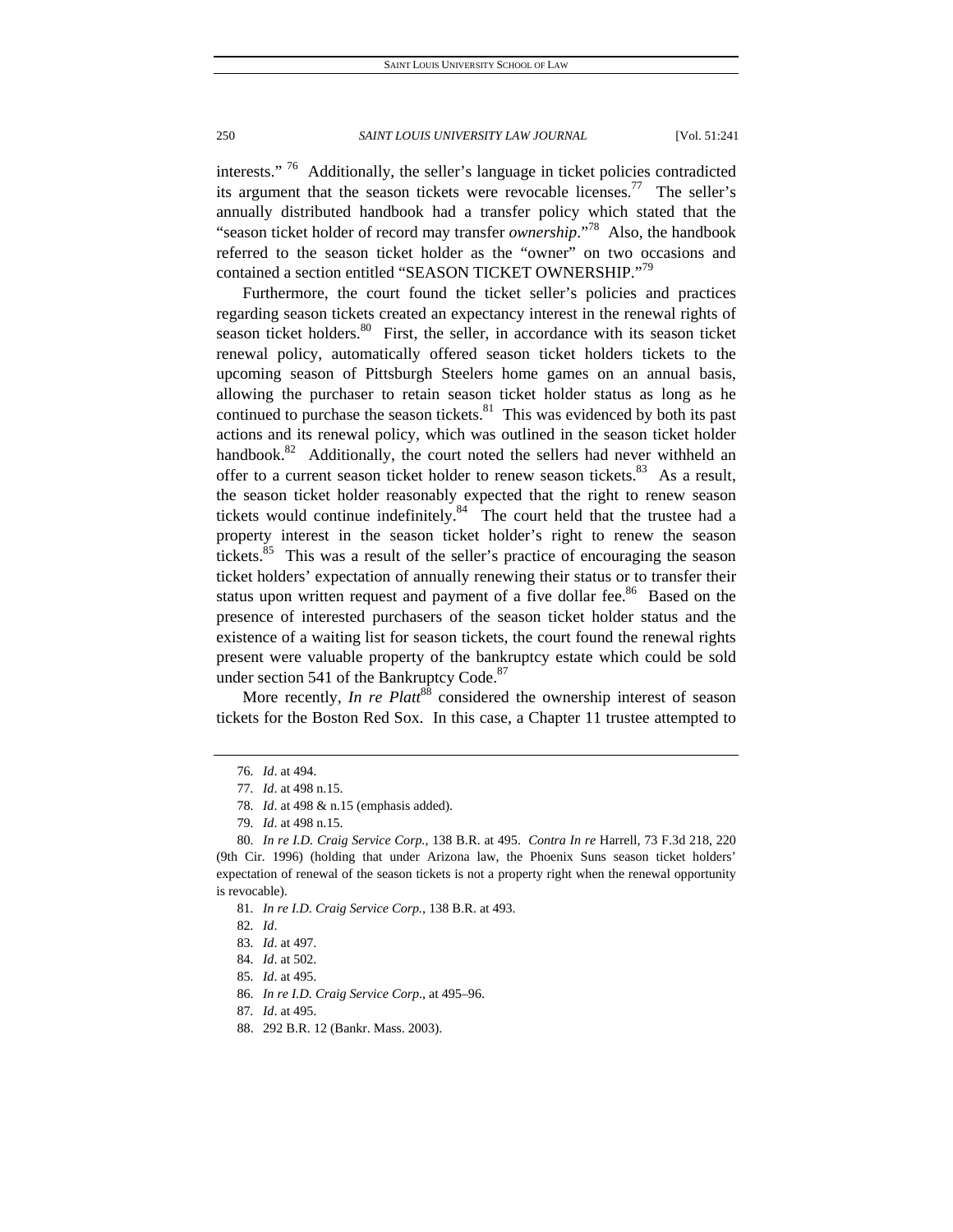interests." [76] Additionally, the seller's language in ticket policies contradicted its argument that the season tickets were revocable licenses.[77] The seller's annually distributed handbook had a transfer policy which stated that the "season ticket holder of record may transfer *ownership*."[78] Also, the handbook referred to the season ticket holder as the "owner" on two occasions and contained a section entitled "SEASON TICKET OWNERSHIP."[79]

Furthermore, the court found the ticket seller's policies and practices regarding season tickets created an expectancy interest in the renewal rights of season ticket holders.[80] First, the seller, in accordance with its season ticket renewal policy, automatically offered season ticket holders tickets to the upcoming season of Pittsburgh Steelers home games on an annual basis, allowing the purchaser to retain season ticket holder status as long as he continued to purchase the season tickets.[81] This was evidenced by both its past actions and its renewal policy, which was outlined in the season ticket holder handbook.[82] Additionally, the court noted the sellers had never withheld an offer to a current season ticket holder to renew season tickets.[83] As a result, the season ticket holder reasonably expected that the right to renew season tickets would continue indefinitely.[84] The court held that the trustee had a property interest in the season ticket holder's right to renew the season tickets.[85] This was a result of the seller's practice of encouraging the season ticket holders' expectation of annually renewing their status or to transfer their status upon written request and payment of a five dollar fee.[86] Based on the presence of interested purchasers of the season ticket holder status and the existence of a waiting list for season tickets, the court found the renewal rights present were valuable property of the bankruptcy estate which could be sold under section 541 of the Bankruptcy Code.[87]

More recently, *In re Platt*[88] considered the ownership interest of season tickets for the Boston Red Sox. In this case, a Chapter 11 trustee attempted to

---

76. *Id*. at 494.

77. *Id*. at 498 n.15.

78. *Id*. at 498 & n.15 (emphasis added).

79. *Id*. at 498 n.15.

80. *In re I.D. Craig Service Corp.*, 138 B.R. at 495. *Contra In re* Harrell, 73 F.3d 218, 220 (9th Cir. 1996) (holding that under Arizona law, the Phoenix Suns season ticket holders' expectation of renewal of the season tickets is not a property right when the renewal opportunity is revocable).

81. *In re I.D. Craig Service Corp.*, 138 B.R. at 493.

82. *Id*.

83. *Id*. at 497.

84. *Id*. at 502.

85. *Id*. at 495.

86. *In re I.D. Craig Service Corp*., at 495–96.

87. *Id*. at 495.

88. 292 B.R. 12 (Bankr. Mass. 2003).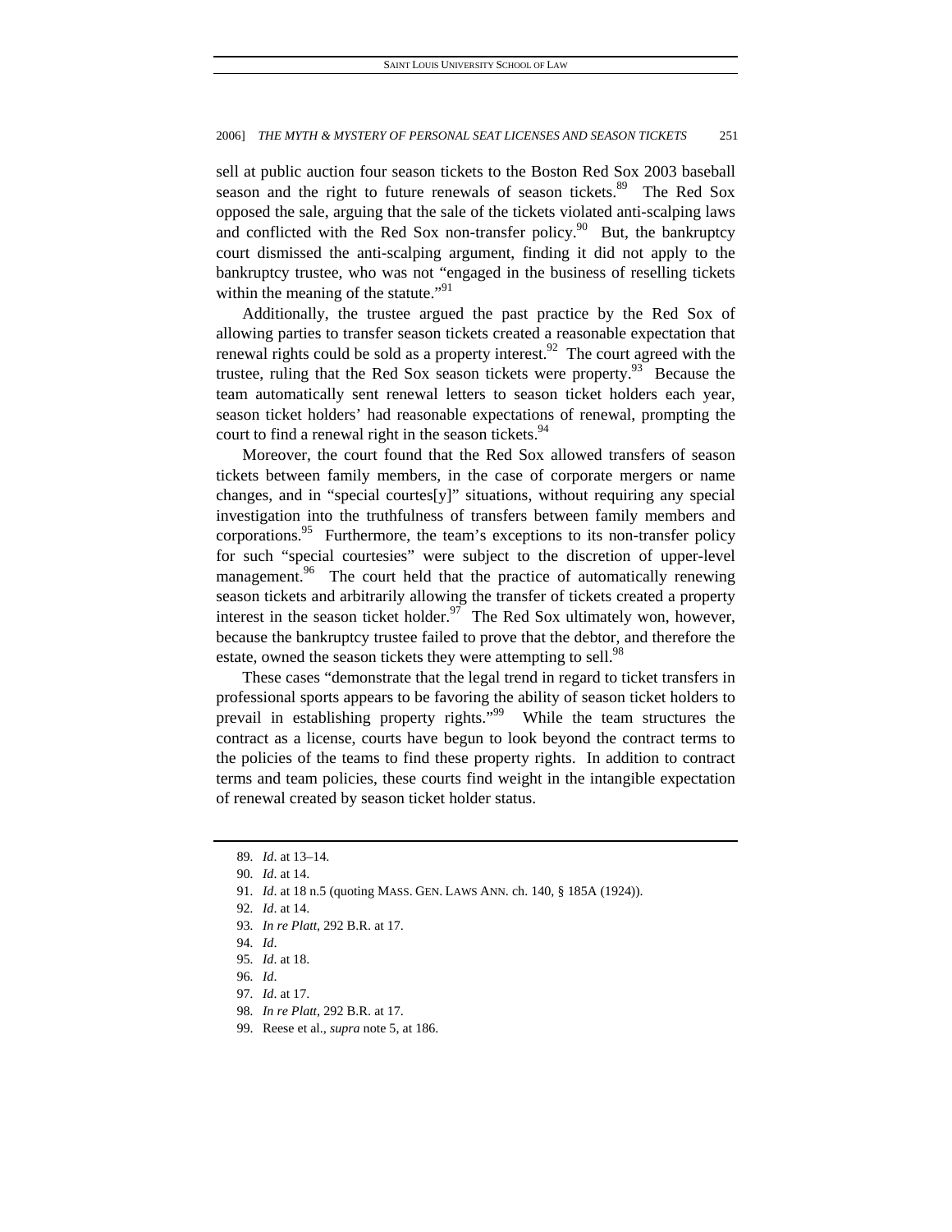sell at public auction four season tickets to the Boston Red Sox 2003 baseball season and the right to future renewals of season tickets.[89] The Red Sox opposed the sale, arguing that the sale of the tickets violated anti-scalping laws and conflicted with the Red Sox non-transfer policy.[90] But, the bankruptcy court dismissed the anti-scalping argument, finding it did not apply to the bankruptcy trustee, who was not "engaged in the business of reselling tickets within the meaning of the statute."[91]

Additionally, the trustee argued the past practice by the Red Sox of allowing parties to transfer season tickets created a reasonable expectation that renewal rights could be sold as a property interest.[92] The court agreed with the trustee, ruling that the Red Sox season tickets were property.[93] Because the team automatically sent renewal letters to season ticket holders each year, season ticket holders' had reasonable expectations of renewal, prompting the court to find a renewal right in the season tickets.[94]

Moreover, the court found that the Red Sox allowed transfers of season tickets between family members, in the case of corporate mergers or name changes, and in "special courtes[y]" situations, without requiring any special investigation into the truthfulness of transfers between family members and corporations.[95] Furthermore, the team's exceptions to its non-transfer policy for such "special courtesies" were subject to the discretion of upper-level management.[96] The court held that the practice of automatically renewing season tickets and arbitrarily allowing the transfer of tickets created a property interest in the season ticket holder.[97] The Red Sox ultimately won, however, because the bankruptcy trustee failed to prove that the debtor, and therefore the estate, owned the season tickets they were attempting to sell.[98]

These cases "demonstrate that the legal trend in regard to ticket transfers in professional sports appears to be favoring the ability of season ticket holders to prevail in establishing property rights."[99] While the team structures the contract as a license, courts have begun to look beyond the contract terms to the policies of the teams to find these property rights. In addition to contract terms and team policies, these courts find weight in the intangible expectation of renewal created by season ticket holder status.

---

89. *Id*. at 13–14.

90. *Id*. at 14.

91. *Id*. at 18 n.5 (quoting MASS. GEN. LAWS ANN. ch. 140, § 185A (1924)).

92. *Id*. at 14.

93. *In re Platt*, 292 B.R. at 17.

94. *Id*.

95. *Id*. at 18.

96. *Id*.

97. *Id*. at 17.

98. *In re Platt*, 292 B.R. at 17.

99. Reese et al., *supra* note 5, at 186.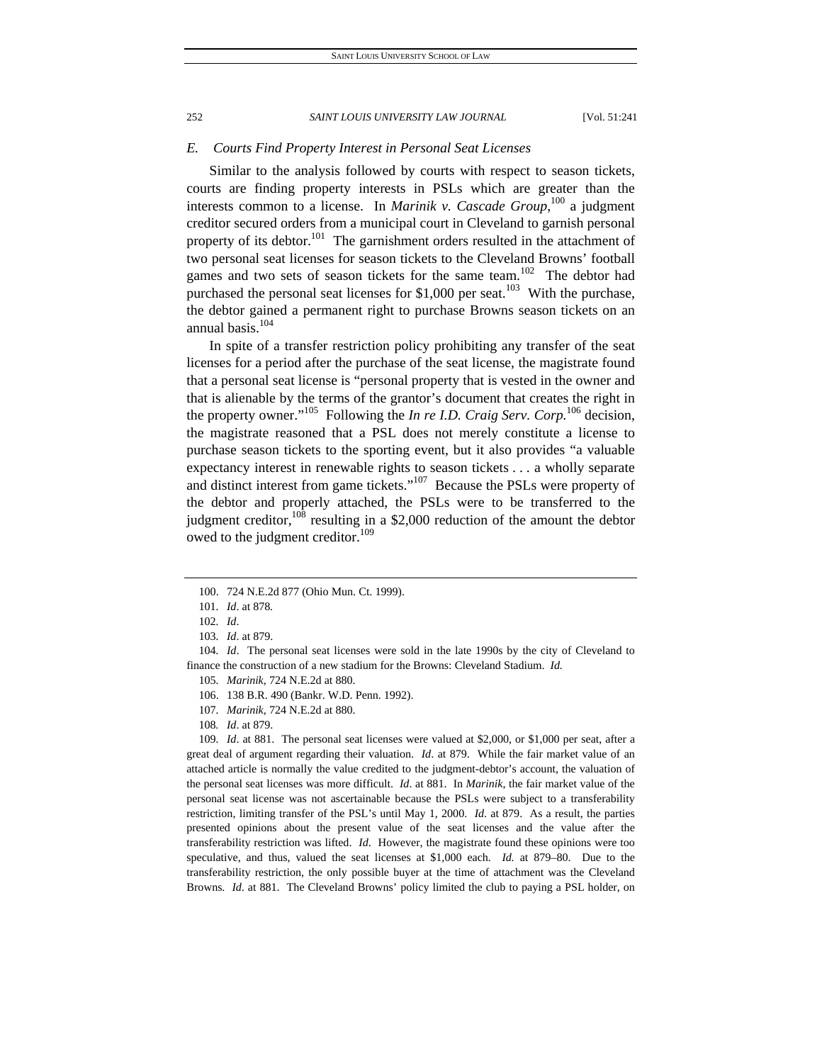### *E. Courts Find Property Interest in Personal Seat Licenses*

Similar to the analysis followed by courts with respect to season tickets, courts are finding property interests in PSLs which are greater than the interests common to a license. In *Marinik v. Cascade Group*,[100] a judgment creditor secured orders from a municipal court in Cleveland to garnish personal property of its debtor.[101] The garnishment orders resulted in the attachment of two personal seat licenses for season tickets to the Cleveland Browns' football games and two sets of season tickets for the same team.[102] The debtor had purchased the personal seat licenses for $1,000 per seat.[103] With the purchase, the debtor gained a permanent right to purchase Browns season tickets on an annual basis.[104]

In spite of a transfer restriction policy prohibiting any transfer of the seat licenses for a period after the purchase of the seat license, the magistrate found that a personal seat license is "personal property that is vested in the owner and that is alienable by the terms of the grantor's document that creates the right in the property owner."[105] Following the *In re I.D. Craig Serv. Corp.*[106] decision, the magistrate reasoned that a PSL does not merely constitute a license to purchase season tickets to the sporting event, but it also provides "a valuable expectancy interest in renewable rights to season tickets . . . a wholly separate and distinct interest from game tickets."[107] Because the PSLs were property of the debtor and properly attached, the PSLs were to be transferred to the judgment creditor,[108] resulting in a $2,000 reduction of the amount the debtor owed to the judgment creditor.[109]

---

100. 724 N.E.2d 877 (Ohio Mun. Ct. 1999).

101. *Id*. at 878.

102. *Id*.

103. *Id*. at 879.

104. *Id*. The personal seat licenses were sold in the late 1990s by the city of Cleveland to finance the construction of a new stadium for the Browns: Cleveland Stadium. *Id.*

105. *Marinik*, 724 N.E.2d at 880.

106. 138 B.R. 490 (Bankr. W.D. Penn. 1992).

107. *Marinik*, 724 N.E.2d at 880.

108. *Id*. at 879.

109. *Id*. at 881. The personal seat licenses were valued at $2,000, or $1,000 per seat, after a great deal of argument regarding their valuation. *Id*. at 879. While the fair market value of an attached article is normally the value credited to the judgment-debtor's account, the valuation of the personal seat licenses was more difficult. *Id*. at 881. In *Marinik*, the fair market value of the personal seat license was not ascertainable because the PSLs were subject to a transferability restriction, limiting transfer of the PSL's until May 1, 2000. *Id*. at 879. As a result, the parties presented opinions about the present value of the seat licenses and the value after the transferability restriction was lifted. *Id*. However, the magistrate found these opinions were too speculative, and thus, valued the seat licenses at $1,000 each. *Id.* at 879–80. Due to the transferability restriction, the only possible buyer at the time of attachment was the Cleveland Browns. *Id*. at 881. The Cleveland Browns' policy limited the club to paying a PSL holder, on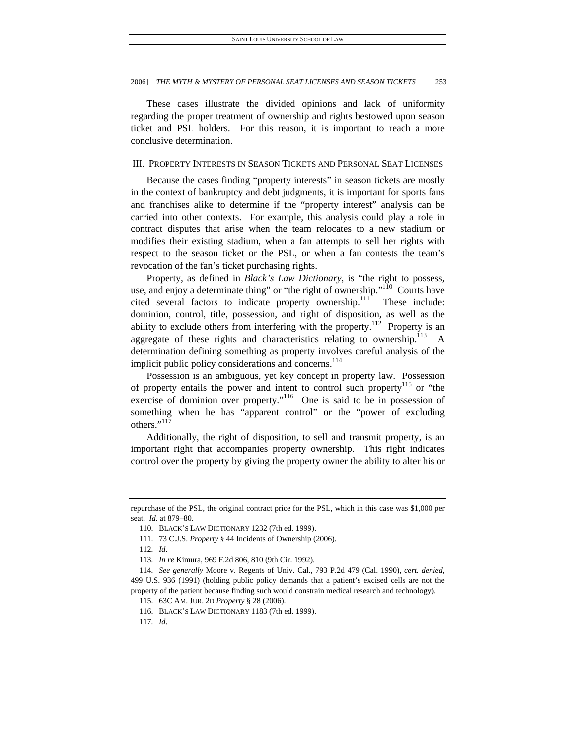These cases illustrate the divided opinions and lack of uniformity regarding the proper treatment of ownership and rights bestowed upon season ticket and PSL holders. For this reason, it is important to reach a more conclusive determination.

## III. PROPERTY INTERESTS IN SEASON TICKETS AND PERSONAL SEAT LICENSES

Because the cases finding "property interests" in season tickets are mostly in the context of bankruptcy and debt judgments, it is important for sports fans and franchises alike to determine if the "property interest" analysis can be carried into other contexts. For example, this analysis could play a role in contract disputes that arise when the team relocates to a new stadium or modifies their existing stadium, when a fan attempts to sell her rights with respect to the season ticket or the PSL, or when a fan contests the team's revocation of the fan's ticket purchasing rights.

Property, as defined in *Black's Law Dictionary*, is "the right to possess, use, and enjoy a determinate thing" or "the right of ownership."[110] Courts have cited several factors to indicate property ownership.[111] These include: dominion, control, title, possession, and right of disposition, as well as the ability to exclude others from interfering with the property.[112] Property is an aggregate of these rights and characteristics relating to ownership.[113] A determination defining something as property involves careful analysis of the implicit public policy considerations and concerns.[114]

Possession is an ambiguous, yet key concept in property law. Possession of property entails the power and intent to control such property[115] or "the exercise of dominion over property."[116] One is said to be in possession of something when he has "apparent control" or the "power of excluding others."[117]

Additionally, the right of disposition, to sell and transmit property, is an important right that accompanies property ownership. This right indicates control over the property by giving the property owner the ability to alter his or

---

repurchase of the PSL, the original contract price for the PSL, which in this case was $1,000 per seat. *Id*. at 879–80.

110. BLACK'S LAW DICTIONARY 1232 (7th ed. 1999).

111. 73 C.J.S. *Property* § 44 Incidents of Ownership (2006).

112. *Id*.

113. *In re* Kimura, 969 F.2d 806, 810 (9th Cir. 1992).

114. *See generally* Moore v. Regents of Univ. Cal., 793 P.2d 479 (Cal. 1990), *cert. denied*, 499 U.S. 936 (1991) (holding public policy demands that a patient's excised cells are not the property of the patient because finding such would constrain medical research and technology).

115. 63C AM. JUR. 2D *Property* § 28 (2006).

116. BLACK'S LAW DICTIONARY 1183 (7th ed. 1999).

117. *Id*.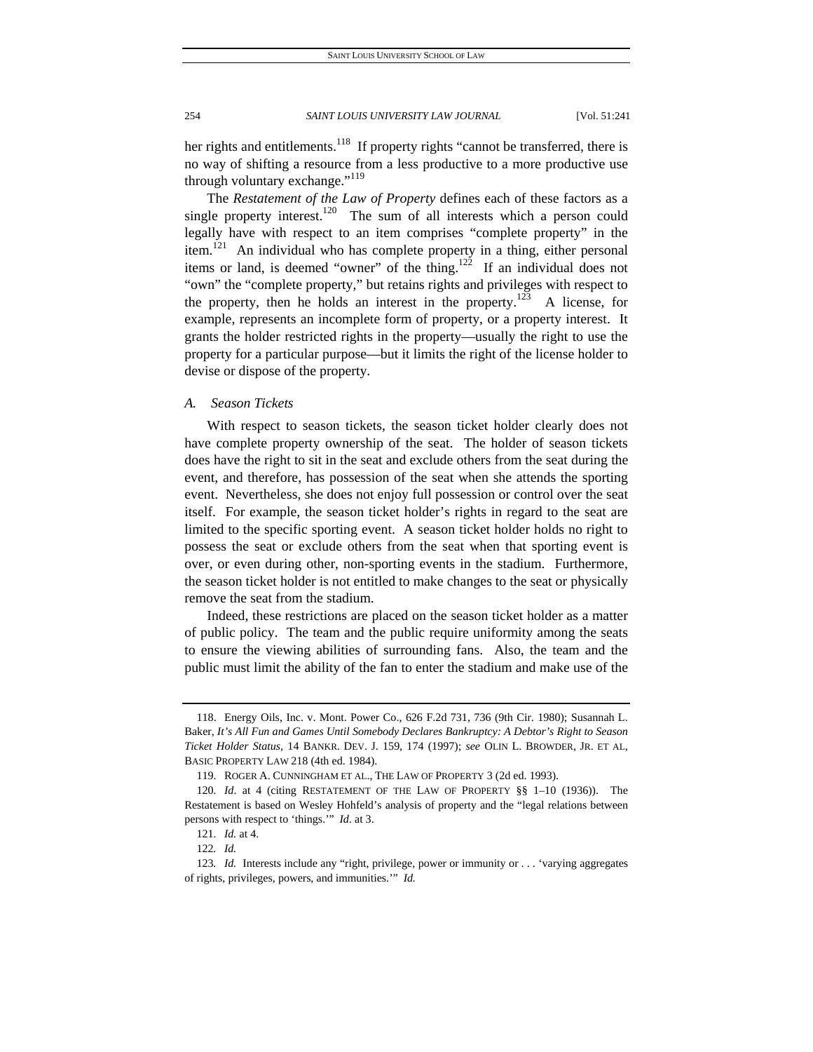her rights and entitlements.[118] If property rights "cannot be transferred, there is no way of shifting a resource from a less productive to a more productive use through voluntary exchange."[119]

The *Restatement of the Law of Property* defines each of these factors as a single property interest.[120] The sum of all interests which a person could legally have with respect to an item comprises "complete property" in the item.[121] An individual who has complete property in a thing, either personal items or land, is deemed "owner" of the thing.[122] If an individual does not "own" the "complete property," but retains rights and privileges with respect to the property, then he holds an interest in the property.[123] A license, for example, represents an incomplete form of property, or a property interest. It grants the holder restricted rights in the property—usually the right to use the property for a particular purpose—but it limits the right of the license holder to devise or dispose of the property.

### *A. Season Tickets*

With respect to season tickets, the season ticket holder clearly does not have complete property ownership of the seat. The holder of season tickets does have the right to sit in the seat and exclude others from the seat during the event, and therefore, has possession of the seat when she attends the sporting event. Nevertheless, she does not enjoy full possession or control over the seat itself. For example, the season ticket holder's rights in regard to the seat are limited to the specific sporting event. A season ticket holder holds no right to possess the seat or exclude others from the seat when that sporting event is over, or even during other, non-sporting events in the stadium. Furthermore, the season ticket holder is not entitled to make changes to the seat or physically remove the seat from the stadium.

Indeed, these restrictions are placed on the season ticket holder as a matter of public policy. The team and the public require uniformity among the seats to ensure the viewing abilities of surrounding fans. Also, the team and the public must limit the ability of the fan to enter the stadium and make use of the

---

118. Energy Oils, Inc. v. Mont. Power Co., 626 F.2d 731, 736 (9th Cir. 1980); Susannah L. Baker, *It's All Fun and Games Until Somebody Declares Bankruptcy: A Debtor's Right to Season Ticket Holder Status*, 14 BANKR. DEV. J. 159, 174 (1997); *see* OLIN L. BROWDER, JR. ET AL, BASIC PROPERTY LAW 218 (4th ed. 1984).

119. ROGER A. CUNNINGHAM ET AL., THE LAW OF PROPERTY 3 (2d ed. 1993).

120. *Id*. at 4 (citing RESTATEMENT OF THE LAW OF PROPERTY §§ 1–10 (1936)). The Restatement is based on Wesley Hohfeld's analysis of property and the "legal relations between persons with respect to 'things.'" *Id*. at 3.

121. *Id.* at 4.

122. *Id.*

123. *Id.* Interests include any "right, privilege, power or immunity or . . . 'varying aggregates of rights, privileges, powers, and immunities.'" *Id.*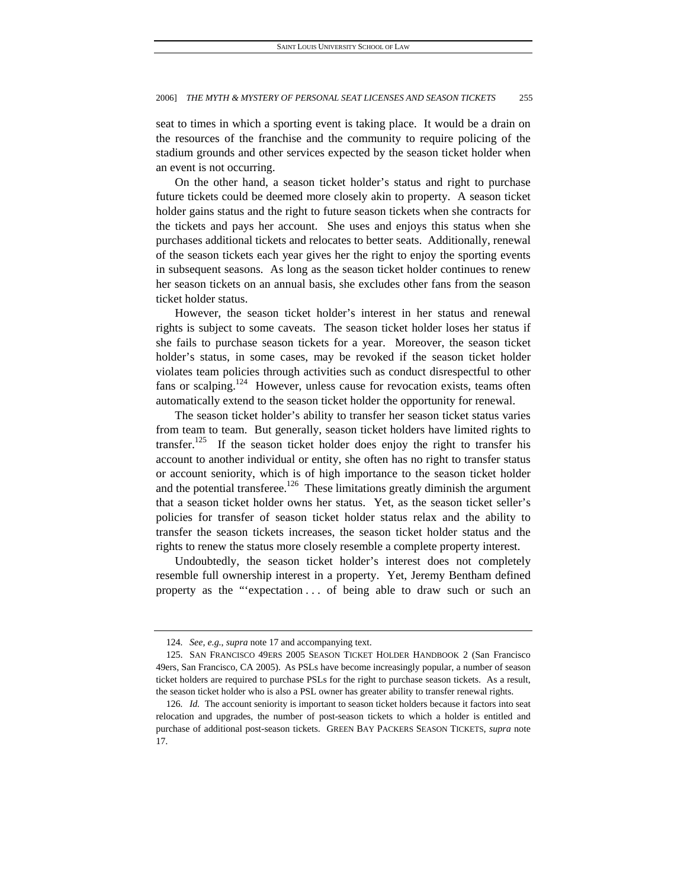seat to times in which a sporting event is taking place. It would be a drain on the resources of the franchise and the community to require policing of the stadium grounds and other services expected by the season ticket holder when an event is not occurring.

On the other hand, a season ticket holder's status and right to purchase future tickets could be deemed more closely akin to property. A season ticket holder gains status and the right to future season tickets when she contracts for the tickets and pays her account. She uses and enjoys this status when she purchases additional tickets and relocates to better seats. Additionally, renewal of the season tickets each year gives her the right to enjoy the sporting events in subsequent seasons. As long as the season ticket holder continues to renew her season tickets on an annual basis, she excludes other fans from the season ticket holder status.

However, the season ticket holder's interest in her status and renewal rights is subject to some caveats. The season ticket holder loses her status if she fails to purchase season tickets for a year. Moreover, the season ticket holder's status, in some cases, may be revoked if the season ticket holder violates team policies through activities such as conduct disrespectful to other fans or scalping.[124] However, unless cause for revocation exists, teams often automatically extend to the season ticket holder the opportunity for renewal.

The season ticket holder's ability to transfer her season ticket status varies from team to team. But generally, season ticket holders have limited rights to transfer.[125] If the season ticket holder does enjoy the right to transfer his account to another individual or entity, she often has no right to transfer status or account seniority, which is of high importance to the season ticket holder and the potential transferee.[126] These limitations greatly diminish the argument that a season ticket holder owns her status. Yet, as the season ticket seller's policies for transfer of season ticket holder status relax and the ability to transfer the season tickets increases, the season ticket holder status and the rights to renew the status more closely resemble a complete property interest.

Undoubtedly, the season ticket holder's interest does not completely resemble full ownership interest in a property. Yet, Jeremy Bentham defined property as the "'expectation . . . of being able to draw such or such an

---

124. *See, e.g.*, *supra* note 17 and accompanying text.

125. SAN FRANCISCO 49ERS 2005 SEASON TICKET HOLDER HANDBOOK 2 (San Francisco 49ers, San Francisco, CA 2005). As PSLs have become increasingly popular, a number of season ticket holders are required to purchase PSLs for the right to purchase season tickets. As a result, the season ticket holder who is also a PSL owner has greater ability to transfer renewal rights.

126. *Id.* The account seniority is important to season ticket holders because it factors into seat relocation and upgrades, the number of post-season tickets to which a holder is entitled and purchase of additional post-season tickets. GREEN BAY PACKERS SEASON TICKETS, *supra* note 17.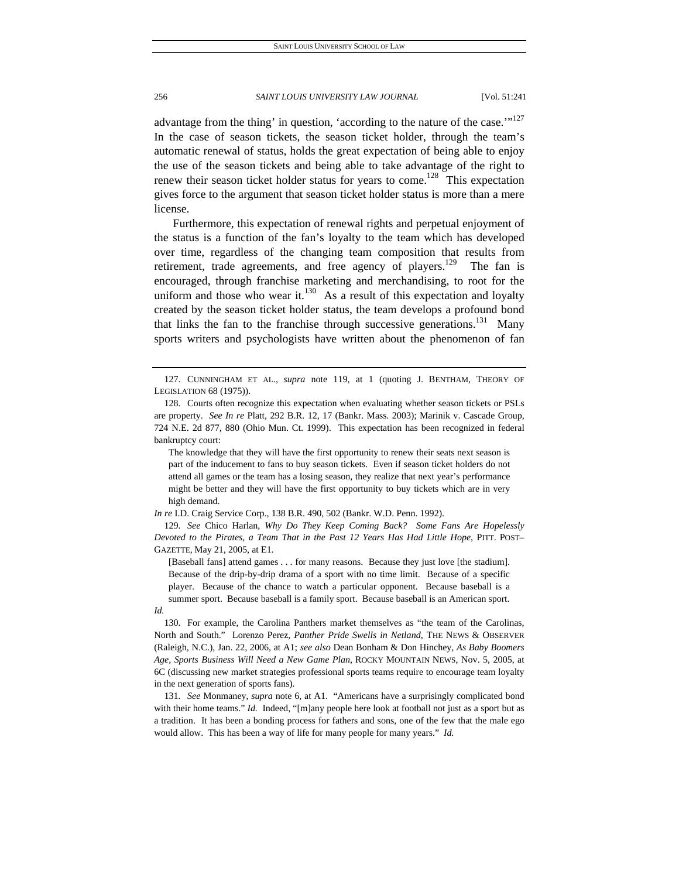advantage from the thing' in question, 'according to the nature of the case.'"[127] In the case of season tickets, the season ticket holder, through the team's automatic renewal of status, holds the great expectation of being able to enjoy the use of the season tickets and being able to take advantage of the right to renew their season ticket holder status for years to come.[128] This expectation gives force to the argument that season ticket holder status is more than a mere license.

Furthermore, this expectation of renewal rights and perpetual enjoyment of the status is a function of the fan's loyalty to the team which has developed over time, regardless of the changing team composition that results from retirement, trade agreements, and free agency of players.[129] The fan is encouraged, through franchise marketing and merchandising, to root for the uniform and those who wear it.[130] As a result of this expectation and loyalty created by the season ticket holder status, the team develops a profound bond that links the fan to the franchise through successive generations.[131] Many sports writers and psychologists have written about the phenomenon of fan

---

127. CUNNINGHAM ET AL., *supra* note 119, at 1 (quoting J. BENTHAM, THEORY OF LEGISLATION 68 (1975)).

128. Courts often recognize this expectation when evaluating whether season tickets or PSLs are property. *See In re* Platt, 292 B.R. 12, 17 (Bankr. Mass. 2003); Marinik v. Cascade Group, 724 N.E. 2d 877, 880 (Ohio Mun. Ct. 1999). This expectation has been recognized in federal bankruptcy court:

> The knowledge that they will have the first opportunity to renew their seats next season is part of the inducement to fans to buy season tickets. Even if season ticket holders do not attend all games or the team has a losing season, they realize that next year's performance might be better and they will have the first opportunity to buy tickets which are in very high demand.

*In re* I.D. Craig Service Corp., 138 B.R. 490, 502 (Bankr. W.D. Penn. 1992).

129. *See* Chico Harlan, *Why Do They Keep Coming Back? Some Fans Are Hopelessly Devoted to the Pirates, a Team That in the Past 12 Years Has Had Little Hope*, PITT. POST–GAZETTE, May 21, 2005, at E1.

> [Baseball fans] attend games . . . for many reasons. Because they just love [the stadium]. Because of the drip-by-drip drama of a sport with no time limit. Because of a specific player. Because of the chance to watch a particular opponent. Because baseball is a summer sport. Because baseball is a family sport. Because baseball is an American sport.

*Id.*

130. For example, the Carolina Panthers market themselves as "the team of the Carolinas, North and South." Lorenzo Perez, *Panther Pride Swells in Netland*, THE NEWS & OBSERVER (Raleigh, N.C.), Jan. 22, 2006, at A1; *see also* Dean Bonham & Don Hinchey, *As Baby Boomers Age, Sports Business Will Need a New Game Plan*, ROCKY MOUNTAIN NEWS, Nov. 5, 2005, at 6C (discussing new market strategies professional sports teams require to encourage team loyalty in the next generation of sports fans).

131. *See* Monmaney, *supra* note 6, at A1. "Americans have a surprisingly complicated bond with their home teams." *Id.* Indeed, "[m]any people here look at football not just as a sport but as a tradition. It has been a bonding process for fathers and sons, one of the few that the male ego would allow. This has been a way of life for many people for many years." *Id.*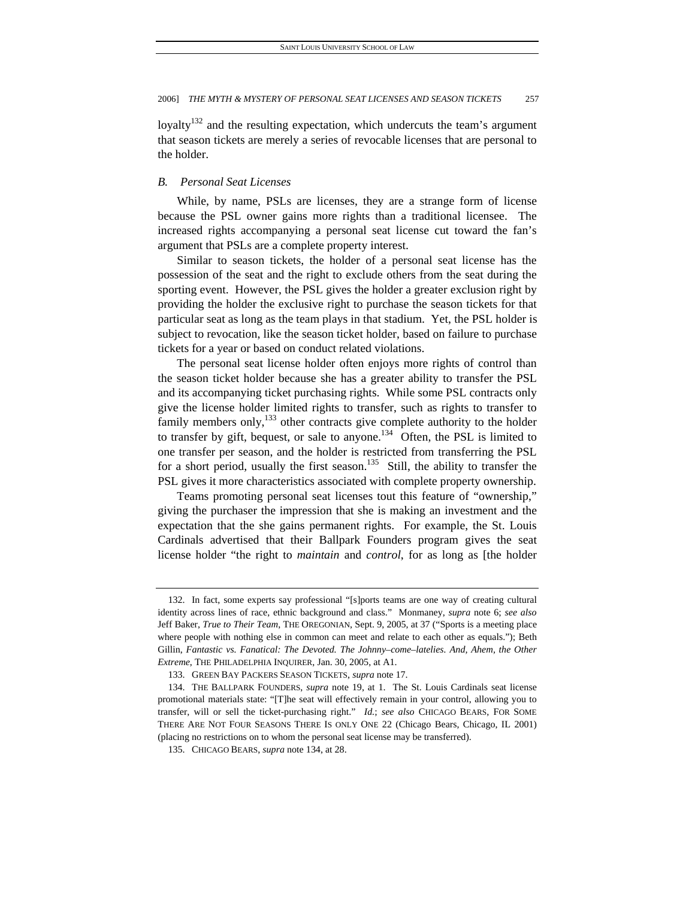loyalty[132] and the resulting expectation, which undercuts the team's argument that season tickets are merely a series of revocable licenses that are personal to the holder.

### *B. Personal Seat Licenses*

While, by name, PSLs are licenses, they are a strange form of license because the PSL owner gains more rights than a traditional licensee. The increased rights accompanying a personal seat license cut toward the fan's argument that PSLs are a complete property interest.

Similar to season tickets, the holder of a personal seat license has the possession of the seat and the right to exclude others from the seat during the sporting event. However, the PSL gives the holder a greater exclusion right by providing the holder the exclusive right to purchase the season tickets for that particular seat as long as the team plays in that stadium. Yet, the PSL holder is subject to revocation, like the season ticket holder, based on failure to purchase tickets for a year or based on conduct related violations.

The personal seat license holder often enjoys more rights of control than the season ticket holder because she has a greater ability to transfer the PSL and its accompanying ticket purchasing rights. While some PSL contracts only give the license holder limited rights to transfer, such as rights to transfer to family members only,[133] other contracts give complete authority to the holder to transfer by gift, bequest, or sale to anyone.[134] Often, the PSL is limited to one transfer per season, and the holder is restricted from transferring the PSL for a short period, usually the first season.[135] Still, the ability to transfer the PSL gives it more characteristics associated with complete property ownership.

Teams promoting personal seat licenses tout this feature of "ownership," giving the purchaser the impression that she is making an investment and the expectation that the she gains permanent rights. For example, the St. Louis Cardinals advertised that their Ballpark Founders program gives the seat license holder "the right to *maintain* and *control*, for as long as [the holder

---

132. In fact, some experts say professional "[s]ports teams are one way of creating cultural identity across lines of race, ethnic background and class." Monmaney, *supra* note 6; *see also* Jeff Baker, *True to Their Team*, THE OREGONIAN, Sept. 9, 2005, at 37 ("Sports is a meeting place where people with nothing else in common can meet and relate to each other as equals."); Beth Gillin, *Fantastic vs. Fanatical: The Devoted. The Johnny–come–latelies. And, Ahem, the Other Extreme*, THE PHILADELPHIA INQUIRER, Jan. 30, 2005, at A1.

133. GREEN BAY PACKERS SEASON TICKETS, *supra* note 17.

134. THE BALLPARK FOUNDERS, *supra* note 19, at 1. The St. Louis Cardinals seat license promotional materials state: "[T]he seat will effectively remain in your control, allowing you to transfer, will or sell the ticket-purchasing right." *Id.*; *see also* CHICAGO BEARS, FOR SOME THERE ARE NOT FOUR SEASONS THERE IS ONLY ONE 22 (Chicago Bears, Chicago, IL 2001) (placing no restrictions on to whom the personal seat license may be transferred).

135. CHICAGO BEARS, *supra* note 134, at 28.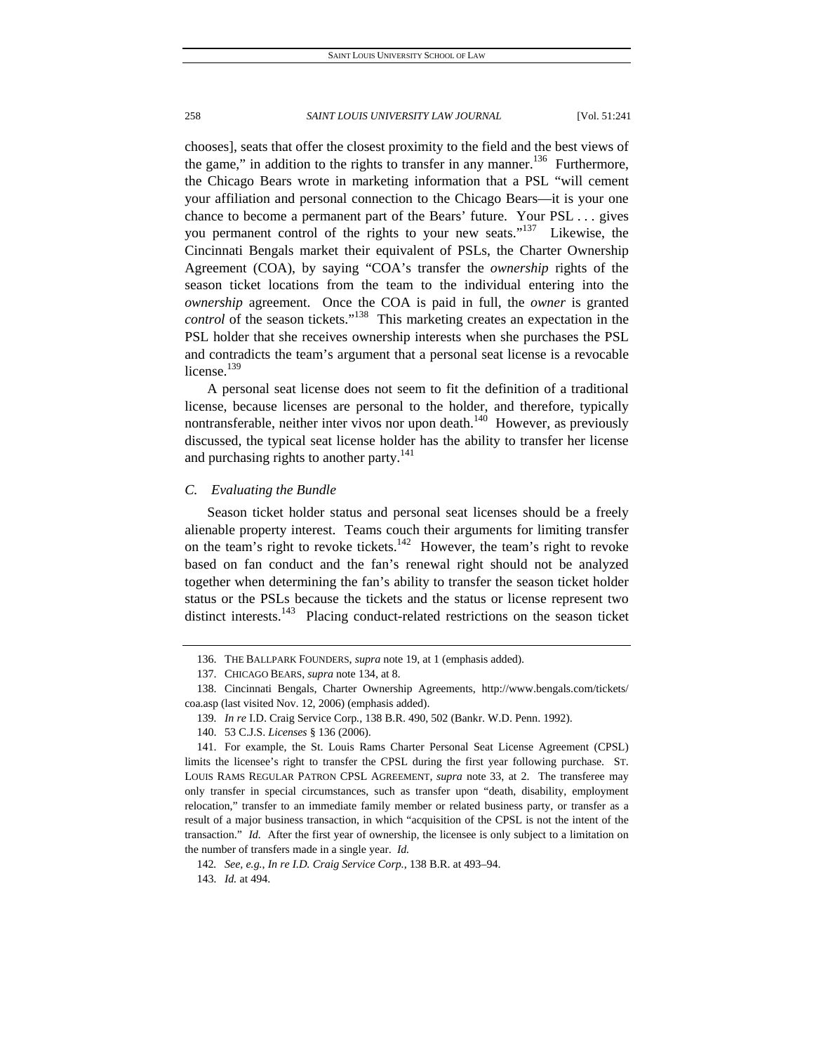chooses], seats that offer the closest proximity to the field and the best views of the game," in addition to the rights to transfer in any manner.[136] Furthermore, the Chicago Bears wrote in marketing information that a PSL "will cement your affiliation and personal connection to the Chicago Bears—it is your one chance to become a permanent part of the Bears' future. Your PSL . . . gives you permanent control of the rights to your new seats."[137] Likewise, the Cincinnati Bengals market their equivalent of PSLs, the Charter Ownership Agreement (COA), by saying "COA's transfer the *ownership* rights of the season ticket locations from the team to the individual entering into the *ownership* agreement. Once the COA is paid in full, the *owner* is granted *control* of the season tickets."[138] This marketing creates an expectation in the PSL holder that she receives ownership interests when she purchases the PSL and contradicts the team's argument that a personal seat license is a revocable license.[139]

A personal seat license does not seem to fit the definition of a traditional license, because licenses are personal to the holder, and therefore, typically nontransferable, neither inter vivos nor upon death.[140] However, as previously discussed, the typical seat license holder has the ability to transfer her license and purchasing rights to another party.[141]

### *C. Evaluating the Bundle*

Season ticket holder status and personal seat licenses should be a freely alienable property interest. Teams couch their arguments for limiting transfer on the team's right to revoke tickets.[142] However, the team's right to revoke based on fan conduct and the fan's renewal right should not be analyzed together when determining the fan's ability to transfer the season ticket holder status or the PSLs because the tickets and the status or license represent two distinct interests.[143] Placing conduct-related restrictions on the season ticket

---

136. THE BALLPARK FOUNDERS, *supra* note 19, at 1 (emphasis added).

137. CHICAGO BEARS, *supra* note 134, at 8.

138. Cincinnati Bengals, Charter Ownership Agreements, http://www.bengals.com/tickets/coa.asp (last visited Nov. 12, 2006) (emphasis added).

139. *In re* I.D. Craig Service Corp., 138 B.R. 490, 502 (Bankr. W.D. Penn. 1992).

140. 53 C.J.S. *Licenses* § 136 (2006).

141. For example, the St. Louis Rams Charter Personal Seat License Agreement (CPSL) limits the licensee's right to transfer the CPSL during the first year following purchase. ST. LOUIS RAMS REGULAR PATRON CPSL AGREEMENT, *supra* note 33, at 2. The transferee may only transfer in special circumstances, such as transfer upon "death, disability, employment relocation," transfer to an immediate family member or related business party, or transfer as a result of a major business transaction, in which "acquisition of the CPSL is not the intent of the transaction." *Id.* After the first year of ownership, the licensee is only subject to a limitation on the number of transfers made in a single year. *Id.*

142. *See, e.g.*, *In re I.D. Craig Service Corp.*, 138 B.R. at 493–94.

143. *Id.* at 494.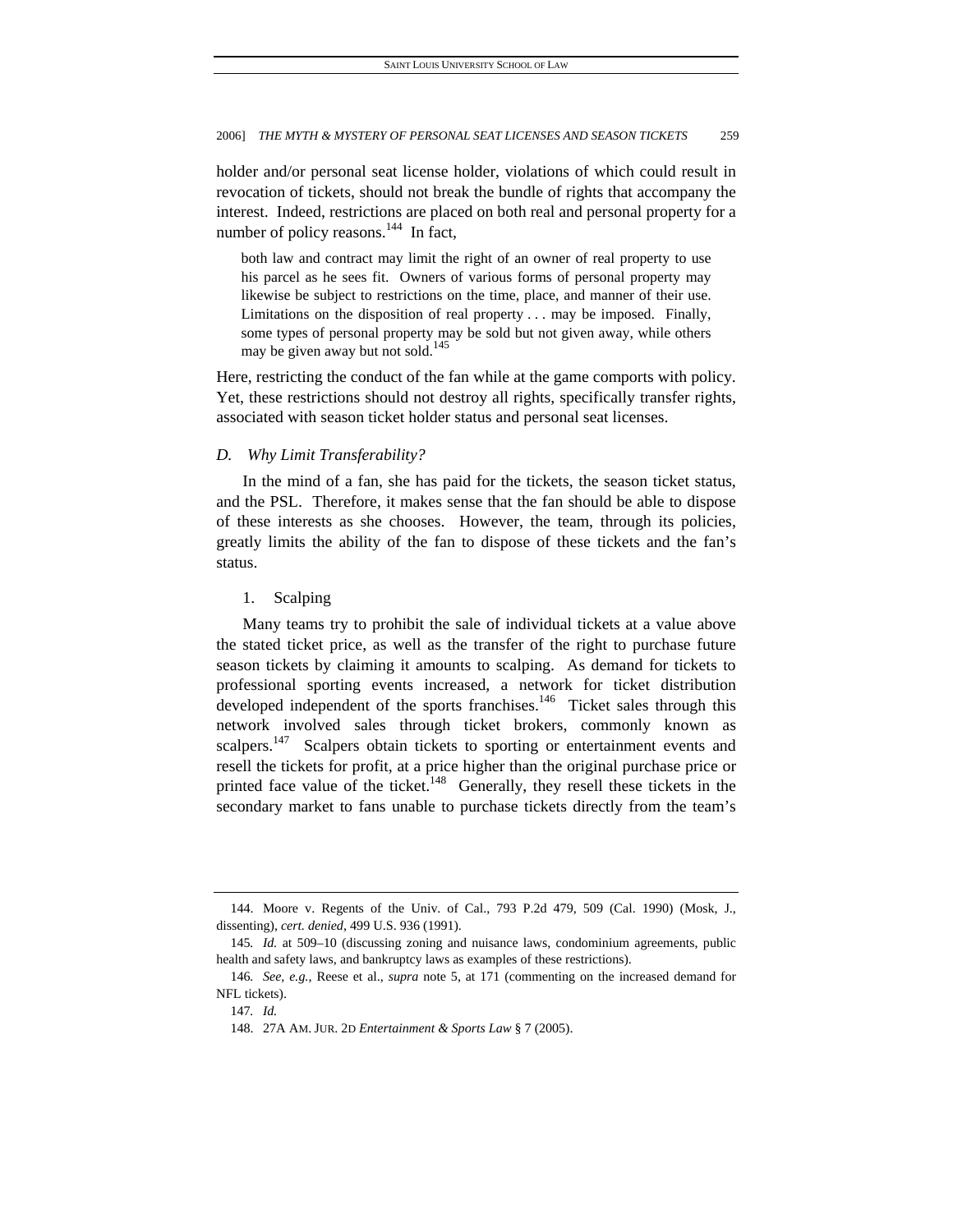holder and/or personal seat license holder, violations of which could result in revocation of tickets, should not break the bundle of rights that accompany the interest. Indeed, restrictions are placed on both real and personal property for a number of policy reasons.[144] In fact,

> both law and contract may limit the right of an owner of real property to use his parcel as he sees fit. Owners of various forms of personal property may likewise be subject to restrictions on the time, place, and manner of their use. Limitations on the disposition of real property . . . may be imposed. Finally, some types of personal property may be sold but not given away, while others may be given away but not sold.[145]

Here, restricting the conduct of the fan while at the game comports with policy. Yet, these restrictions should not destroy all rights, specifically transfer rights, associated with season ticket holder status and personal seat licenses.

### *D. Why Limit Transferability?*

In the mind of a fan, she has paid for the tickets, the season ticket status, and the PSL. Therefore, it makes sense that the fan should be able to dispose of these interests as she chooses. However, the team, through its policies, greatly limits the ability of the fan to dispose of these tickets and the fan's status.

#### 1. Scalping

Many teams try to prohibit the sale of individual tickets at a value above the stated ticket price, as well as the transfer of the right to purchase future season tickets by claiming it amounts to scalping. As demand for tickets to professional sporting events increased, a network for ticket distribution developed independent of the sports franchises.[146] Ticket sales through this network involved sales through ticket brokers, commonly known as scalpers.[147] Scalpers obtain tickets to sporting or entertainment events and resell the tickets for profit, at a price higher than the original purchase price or printed face value of the ticket.[148] Generally, they resell these tickets in the secondary market to fans unable to purchase tickets directly from the team's

---

144. Moore v. Regents of the Univ. of Cal., 793 P.2d 479, 509 (Cal. 1990) (Mosk, J., dissenting), *cert. denied*, 499 U.S. 936 (1991).

145. *Id.* at 509–10 (discussing zoning and nuisance laws, condominium agreements, public health and safety laws, and bankruptcy laws as examples of these restrictions).

146. *See, e.g.*, Reese et al., *supra* note 5, at 171 (commenting on the increased demand for NFL tickets).

147. *Id.*

148. 27A AM. JUR. 2D *Entertainment & Sports Law* § 7 (2005).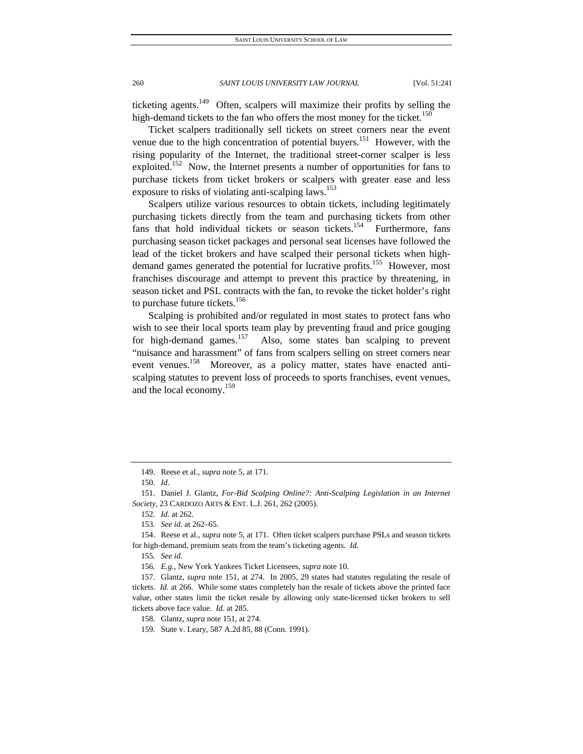ticketing agents.[149] Often, scalpers will maximize their profits by selling the high-demand tickets to the fan who offers the most money for the ticket.[150]

Ticket scalpers traditionally sell tickets on street corners near the event venue due to the high concentration of potential buyers.[151] However, with the rising popularity of the Internet, the traditional street-corner scalper is less exploited.[152] Now, the Internet presents a number of opportunities for fans to purchase tickets from ticket brokers or scalpers with greater ease and less exposure to risks of violating anti-scalping laws.[153]

Scalpers utilize various resources to obtain tickets, including legitimately purchasing tickets directly from the team and purchasing tickets from other fans that hold individual tickets or season tickets.[154] Furthermore, fans purchasing season ticket packages and personal seat licenses have followed the lead of the ticket brokers and have scalped their personal tickets when high-demand games generated the potential for lucrative profits.[155] However, most franchises discourage and attempt to prevent this practice by threatening, in season ticket and PSL contracts with the fan, to revoke the ticket holder's right to purchase future tickets.[156]

Scalping is prohibited and/or regulated in most states to protect fans who wish to see their local sports team play by preventing fraud and price gouging for high-demand games.[157] Also, some states ban scalping to prevent "nuisance and harassment" of fans from scalpers selling on street corners near event venues.[158] Moreover, as a policy matter, states have enacted anti-scalping statutes to prevent loss of proceeds to sports franchises, event venues, and the local economy.[159]

---

149. Reese et al., *supra* note 5, at 171.

150. *Id*.

151. Daniel J. Glantz, *For-Bid Scalping Online?: Anti-Scalping Legislation in an Internet Society*, 23 CARDOZO ARTS & ENT. L.J. 261, 262 (2005).

152. *Id.* at 262.

153. *See id.* at 262–65.

154. Reese et al., *supra* note 5, at 171. Often ticket scalpers purchase PSLs and season tickets for high-demand, premium seats from the team's ticketing agents. *Id.*

155. *See id.*

156. *E.g.*, New York Yankees Ticket Licensees, *supra* note 10.

157. Glantz, *supra* note 151, at 274. In 2005, 29 states had statutes regulating the resale of tickets. *Id.* at 266. While some states completely ban the resale of tickets above the printed face value, other states limit the ticket resale by allowing only state-licensed ticket brokers to sell tickets above face value. *Id.* at 285.

158. Glantz, *supra* note 151, at 274.

159. State v. Leary, 587 A.2d 85, 88 (Conn. 1991).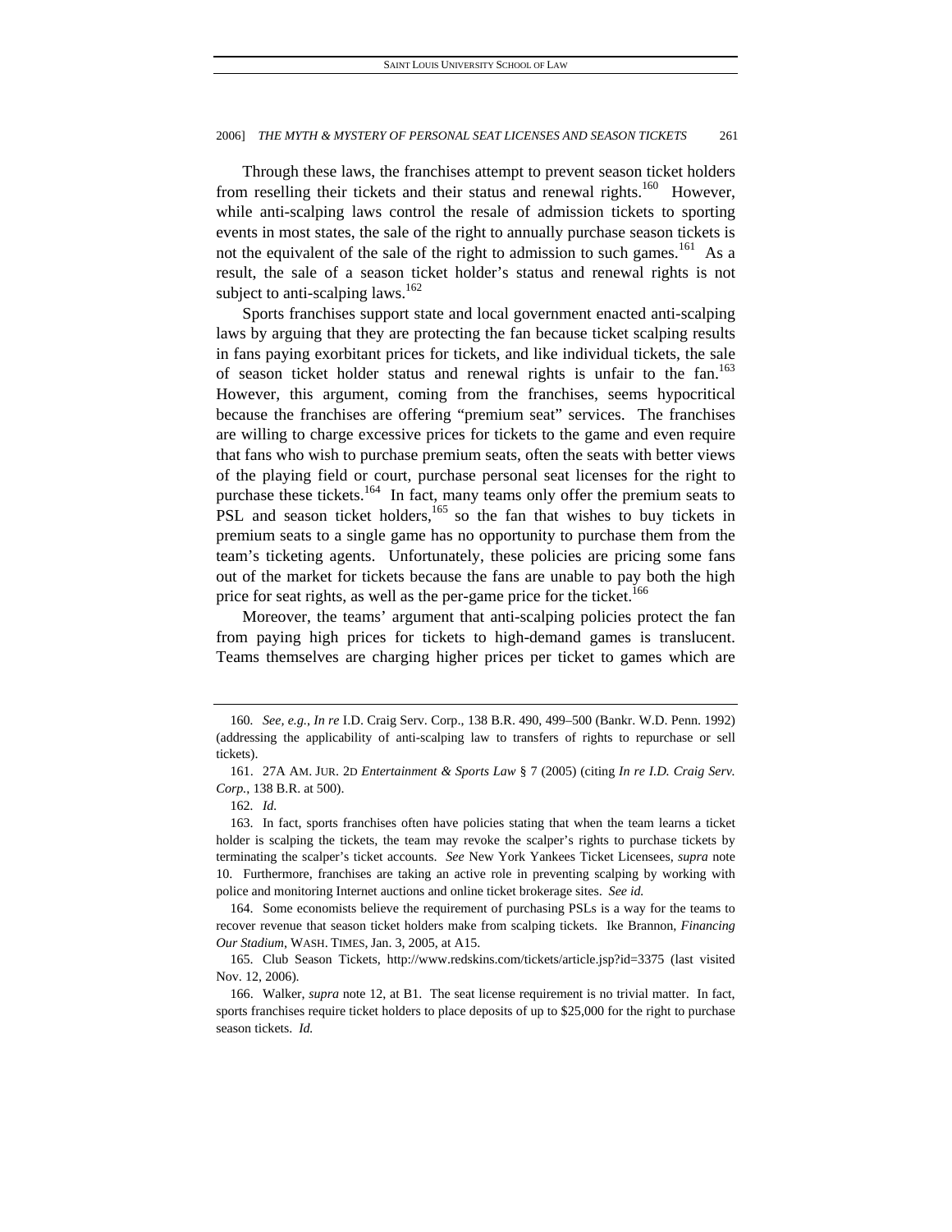Through these laws, the franchises attempt to prevent season ticket holders from reselling their tickets and their status and renewal rights.[160] However, while anti-scalping laws control the resale of admission tickets to sporting events in most states, the sale of the right to annually purchase season tickets is not the equivalent of the sale of the right to admission to such games.[161] As a result, the sale of a season ticket holder's status and renewal rights is not subject to anti-scalping laws.[162]

Sports franchises support state and local government enacted anti-scalping laws by arguing that they are protecting the fan because ticket scalping results in fans paying exorbitant prices for tickets, and like individual tickets, the sale of season ticket holder status and renewal rights is unfair to the fan.[163] However, this argument, coming from the franchises, seems hypocritical because the franchises are offering "premium seat" services. The franchises are willing to charge excessive prices for tickets to the game and even require that fans who wish to purchase premium seats, often the seats with better views of the playing field or court, purchase personal seat licenses for the right to purchase these tickets.[164] In fact, many teams only offer the premium seats to PSL and season ticket holders,[165] so the fan that wishes to buy tickets in premium seats to a single game has no opportunity to purchase them from the team's ticketing agents. Unfortunately, these policies are pricing some fans out of the market for tickets because the fans are unable to pay both the high price for seat rights, as well as the per-game price for the ticket.[166]

Moreover, the teams' argument that anti-scalping policies protect the fan from paying high prices for tickets to high-demand games is translucent. Teams themselves are charging higher prices per ticket to games which are

---

160. *See, e.g.*, *In re* I.D. Craig Serv. Corp., 138 B.R. 490, 499–500 (Bankr. W.D. Penn. 1992) (addressing the applicability of anti-scalping law to transfers of rights to repurchase or sell tickets).

161. 27A AM. JUR. 2D *Entertainment & Sports Law* § 7 (2005) (citing *In re I.D. Craig Serv. Corp.*, 138 B.R. at 500).

162. *Id.*

163. In fact, sports franchises often have policies stating that when the team learns a ticket holder is scalping the tickets, the team may revoke the scalper's rights to purchase tickets by terminating the scalper's ticket accounts. *See* New York Yankees Ticket Licensees, *supra* note 10. Furthermore, franchises are taking an active role in preventing scalping by working with police and monitoring Internet auctions and online ticket brokerage sites. *See id.*

164. Some economists believe the requirement of purchasing PSLs is a way for the teams to recover revenue that season ticket holders make from scalping tickets. Ike Brannon, *Financing Our Stadium*, WASH. TIMES, Jan. 3, 2005, at A15.

165. Club Season Tickets, http://www.redskins.com/tickets/article.jsp?id=3375 (last visited Nov. 12, 2006).

166. Walker, *supra* note 12, at B1. The seat license requirement is no trivial matter. In fact, sports franchises require ticket holders to place deposits of up to $25,000 for the right to purchase season tickets. *Id.*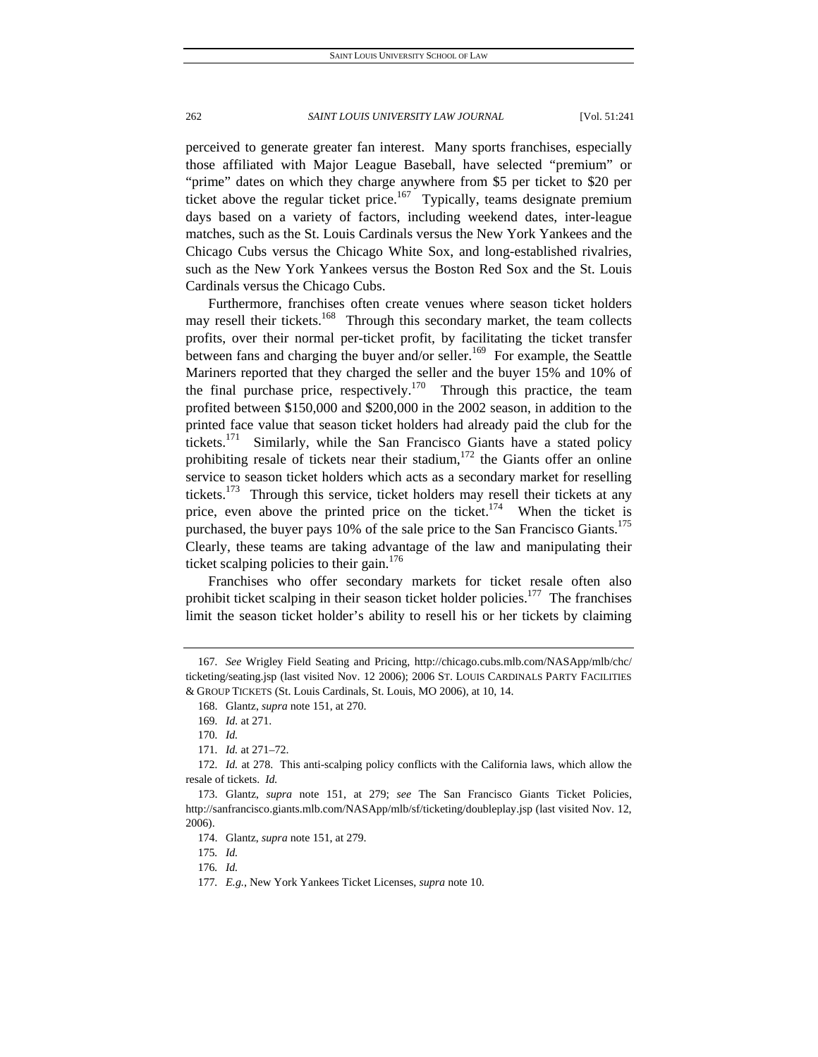perceived to generate greater fan interest. Many sports franchises, especially those affiliated with Major League Baseball, have selected "premium" or "prime" dates on which they charge anywhere from $5 per ticket to $20 per ticket above the regular ticket price.[167] Typically, teams designate premium days based on a variety of factors, including weekend dates, inter-league matches, such as the St. Louis Cardinals versus the New York Yankees and the Chicago Cubs versus the Chicago White Sox, and long-established rivalries, such as the New York Yankees versus the Boston Red Sox and the St. Louis Cardinals versus the Chicago Cubs.

Furthermore, franchises often create venues where season ticket holders may resell their tickets.[168] Through this secondary market, the team collects profits, over their normal per-ticket profit, by facilitating the ticket transfer between fans and charging the buyer and/or seller.[169] For example, the Seattle Mariners reported that they charged the seller and the buyer 15% and 10% of the final purchase price, respectively.[170] Through this practice, the team profited between $150,000 and $200,000 in the 2002 season, in addition to the printed face value that season ticket holders had already paid the club for the tickets.[171] Similarly, while the San Francisco Giants have a stated policy prohibiting resale of tickets near their stadium,[172] the Giants offer an online service to season ticket holders which acts as a secondary market for reselling tickets.[173] Through this service, ticket holders may resell their tickets at any price, even above the printed price on the ticket.[174] When the ticket is purchased, the buyer pays 10% of the sale price to the San Francisco Giants.[175] Clearly, these teams are taking advantage of the law and manipulating their ticket scalping policies to their gain.[176]

Franchises who offer secondary markets for ticket resale often also prohibit ticket scalping in their season ticket holder policies.[177] The franchises limit the season ticket holder's ability to resell his or her tickets by claiming

---

167. *See* Wrigley Field Seating and Pricing, http://chicago.cubs.mlb.com/NASApp/mlb/chc/ticketing/seating.jsp (last visited Nov. 12 2006); 2006 ST. LOUIS CARDINALS PARTY FACILITIES & GROUP TICKETS (St. Louis Cardinals, St. Louis, MO 2006), at 10, 14.

168. Glantz, *supra* note 151, at 270.

169. *Id.* at 271.

170. *Id.*

171. *Id.* at 271–72.

172. *Id.* at 278. This anti-scalping policy conflicts with the California laws, which allow the resale of tickets. *Id.*

173. Glantz, *supra* note 151, at 279; *see* The San Francisco Giants Ticket Policies, http://sanfrancisco.giants.mlb.com/NASApp/mlb/sf/ticketing/doubleplay.jsp (last visited Nov. 12, 2006).

174. Glantz, *supra* note 151, at 279.

175. *Id.*

176. *Id.*

177. *E.g.*, New York Yankees Ticket Licenses, *supra* note 10.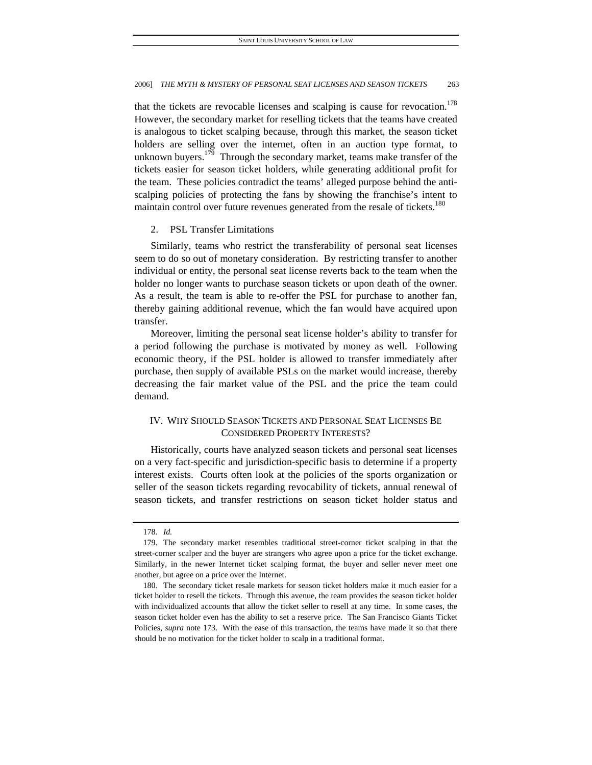that the tickets are revocable licenses and scalping is cause for revocation.[178] However, the secondary market for reselling tickets that the teams have created is analogous to ticket scalping because, through this market, the season ticket holders are selling over the internet, often in an auction type format, to unknown buyers.[179] Through the secondary market, teams make transfer of the tickets easier for season ticket holders, while generating additional profit for the team. These policies contradict the teams' alleged purpose behind the anti-scalping policies of protecting the fans by showing the franchise's intent to maintain control over future revenues generated from the resale of tickets.[180]

### 2. PSL Transfer Limitations

Similarly, teams who restrict the transferability of personal seat licenses seem to do so out of monetary consideration. By restricting transfer to another individual or entity, the personal seat license reverts back to the team when the holder no longer wants to purchase season tickets or upon death of the owner. As a result, the team is able to re-offer the PSL for purchase to another fan, thereby gaining additional revenue, which the fan would have acquired upon transfer.

Moreover, limiting the personal seat license holder's ability to transfer for a period following the purchase is motivated by money as well. Following economic theory, if the PSL holder is allowed to transfer immediately after purchase, then supply of available PSLs on the market would increase, thereby decreasing the fair market value of the PSL and the price the team could demand.

## IV. WHY SHOULD SEASON TICKETS AND PERSONAL SEAT LICENSES BE CONSIDERED PROPERTY INTERESTS?

Historically, courts have analyzed season tickets and personal seat licenses on a very fact-specific and jurisdiction-specific basis to determine if a property interest exists. Courts often look at the policies of the sports organization or seller of the season tickets regarding revocability of tickets, annual renewal of season tickets, and transfer restrictions on season ticket holder status and

---

178. *Id.*

179. The secondary market resembles traditional street-corner ticket scalping in that the street-corner scalper and the buyer are strangers who agree upon a price for the ticket exchange. Similarly, in the newer Internet ticket scalping format, the buyer and seller never meet one another, but agree on a price over the Internet.

180. The secondary ticket resale markets for season ticket holders make it much easier for a ticket holder to resell the tickets. Through this avenue, the team provides the season ticket holder with individualized accounts that allow the ticket seller to resell at any time. In some cases, the season ticket holder even has the ability to set a reserve price. The San Francisco Giants Ticket Policies, *supra* note 173. With the ease of this transaction, the teams have made it so that there should be no motivation for the ticket holder to scalp in a traditional format.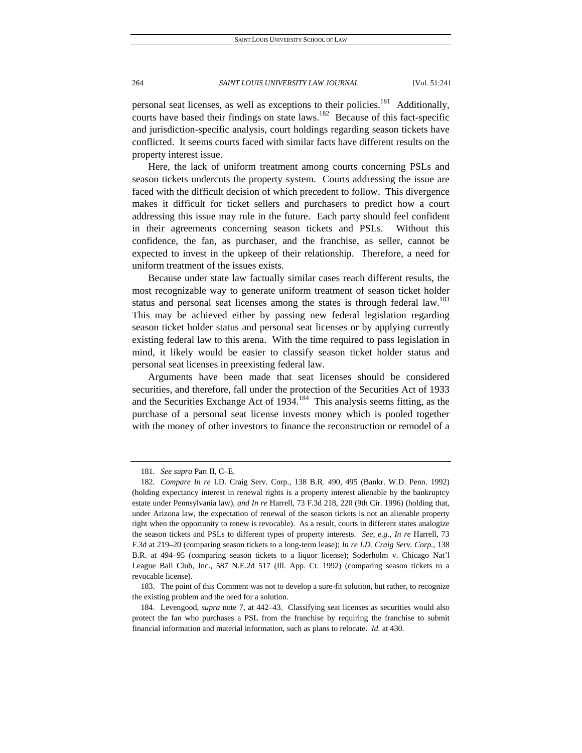personal seat licenses, as well as exceptions to their policies.[181] Additionally, courts have based their findings on state laws.[182] Because of this fact-specific and jurisdiction-specific analysis, court holdings regarding season tickets have conflicted. It seems courts faced with similar facts have different results on the property interest issue.

Here, the lack of uniform treatment among courts concerning PSLs and season tickets undercuts the property system. Courts addressing the issue are faced with the difficult decision of which precedent to follow. This divergence makes it difficult for ticket sellers and purchasers to predict how a court addressing this issue may rule in the future. Each party should feel confident in their agreements concerning season tickets and PSLs. Without this confidence, the fan, as purchaser, and the franchise, as seller, cannot be expected to invest in the upkeep of their relationship. Therefore, a need for uniform treatment of the issues exists.

Because under state law factually similar cases reach different results, the most recognizable way to generate uniform treatment of season ticket holder status and personal seat licenses among the states is through federal law.[183] This may be achieved either by passing new federal legislation regarding season ticket holder status and personal seat licenses or by applying currently existing federal law to this arena. With the time required to pass legislation in mind, it likely would be easier to classify season ticket holder status and personal seat licenses in preexisting federal law.

Arguments have been made that seat licenses should be considered securities, and therefore, fall under the protection of the Securities Act of 1933 and the Securities Exchange Act of 1934.[184] This analysis seems fitting, as the purchase of a personal seat license invests money which is pooled together with the money of other investors to finance the reconstruction or remodel of a

---

181. *See supra* Part II, C–E.

182. *Compare In re* I.D. Craig Serv. Corp., 138 B.R. 490, 495 (Bankr. W.D. Penn. 1992) (holding expectancy interest in renewal rights is a property interest alienable by the bankruptcy estate under Pennsylvania law), *and In re* Harrell, 73 F.3d 218, 220 (9th Cir. 1996) (holding that, under Arizona law, the expectation of renewal of the season tickets is not an alienable property right when the opportunity to renew is revocable). As a result, courts in different states analogize the season tickets and PSLs to different types of property interests. *See, e.g.*, *In re* Harrell, 73 F.3d at 219–20 (comparing season tickets to a long-term lease); *In re I.D. Craig Serv. Corp.*, 138 B.R. at 494–95 (comparing season tickets to a liquor license); Soderholm v. Chicago Nat'l League Ball Club, Inc., 587 N.E.2d 517 (Ill. App. Ct. 1992) (comparing season tickets to a revocable license).

183. The point of this Comment was not to develop a sure-fit solution, but rather, to recognize the existing problem and the need for a solution.

184. Levengood, *supra* note 7, at 442–43. Classifying seat licenses as securities would also protect the fan who purchases a PSL from the franchise by requiring the franchise to submit financial information and material information, such as plans to relocate. *Id.* at 430.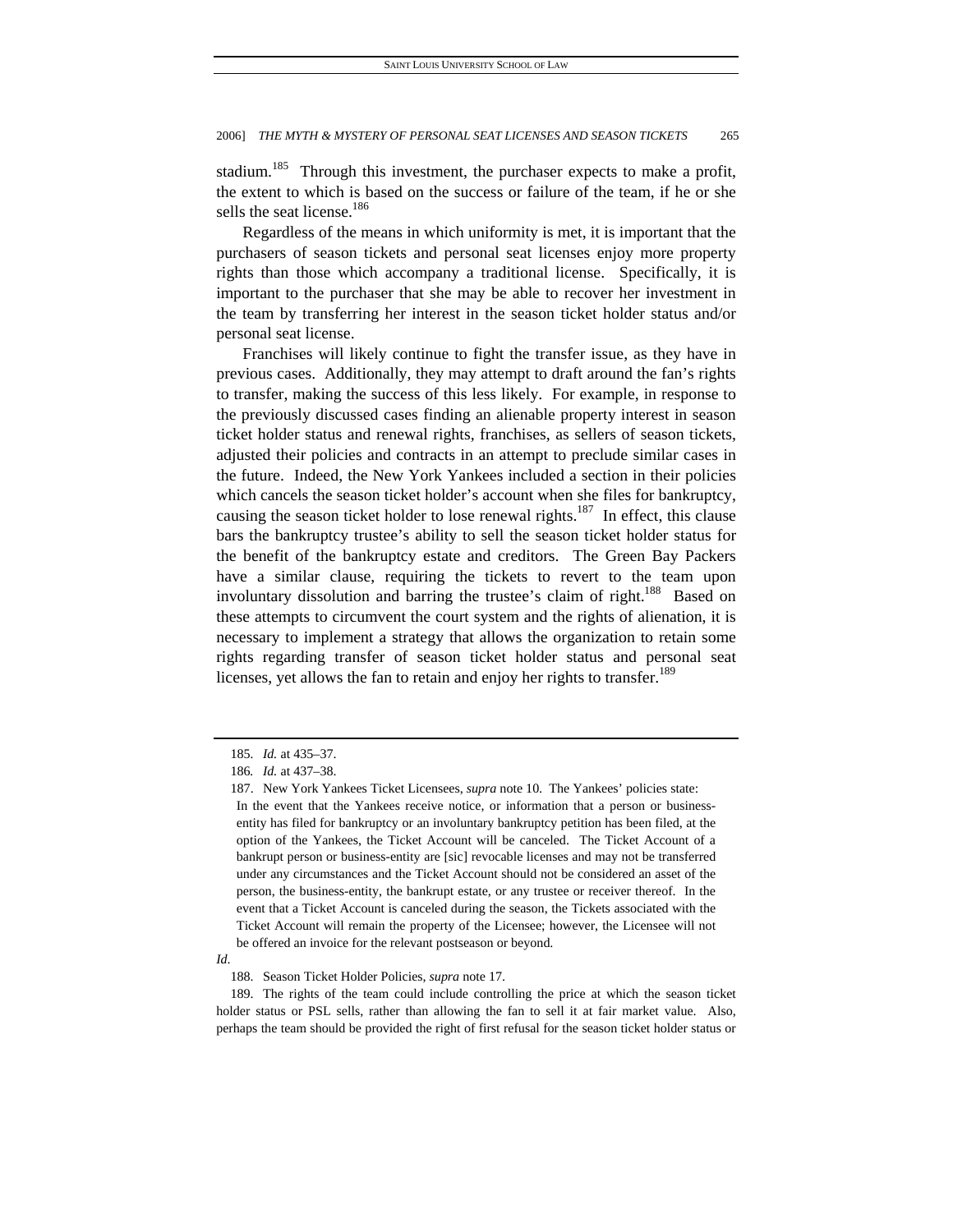stadium.[185] Through this investment, the purchaser expects to make a profit, the extent to which is based on the success or failure of the team, if he or she sells the seat license.[186]

Regardless of the means in which uniformity is met, it is important that the purchasers of season tickets and personal seat licenses enjoy more property rights than those which accompany a traditional license. Specifically, it is important to the purchaser that she may be able to recover her investment in the team by transferring her interest in the season ticket holder status and/or personal seat license.

Franchises will likely continue to fight the transfer issue, as they have in previous cases. Additionally, they may attempt to draft around the fan's rights to transfer, making the success of this less likely. For example, in response to the previously discussed cases finding an alienable property interest in season ticket holder status and renewal rights, franchises, as sellers of season tickets, adjusted their policies and contracts in an attempt to preclude similar cases in the future. Indeed, the New York Yankees included a section in their policies which cancels the season ticket holder's account when she files for bankruptcy, causing the season ticket holder to lose renewal rights.[187] In effect, this clause bars the bankruptcy trustee's ability to sell the season ticket holder status for the benefit of the bankruptcy estate and creditors. The Green Bay Packers have a similar clause, requiring the tickets to revert to the team upon involuntary dissolution and barring the trustee's claim of right.[188] Based on these attempts to circumvent the court system and the rights of alienation, it is necessary to implement a strategy that allows the organization to retain some rights regarding transfer of season ticket holder status and personal seat licenses, yet allows the fan to retain and enjoy her rights to transfer.[189]

---

185. *Id.* at 435–37.

186. *Id.* at 437–38.

187. New York Yankees Ticket Licensees, *supra* note 10. The Yankees' policies state:

> In the event that the Yankees receive notice, or information that a person or business-entity has filed for bankruptcy or an involuntary bankruptcy petition has been filed, at the option of the Yankees, the Ticket Account will be canceled. The Ticket Account of a bankrupt person or business-entity are [sic] revocable licenses and may not be transferred under any circumstances and the Ticket Account should not be considered an asset of the person, the business-entity, the bankrupt estate, or any trustee or receiver thereof. In the event that a Ticket Account is canceled during the season, the Tickets associated with the Ticket Account will remain the property of the Licensee; however, the Licensee will not be offered an invoice for the relevant postseason or beyond.

*Id*.

188. Season Ticket Holder Policies, *supra* note 17.

189. The rights of the team could include controlling the price at which the season ticket holder status or PSL sells, rather than allowing the fan to sell it at fair market value. Also, perhaps the team should be provided the right of first refusal for the season ticket holder status or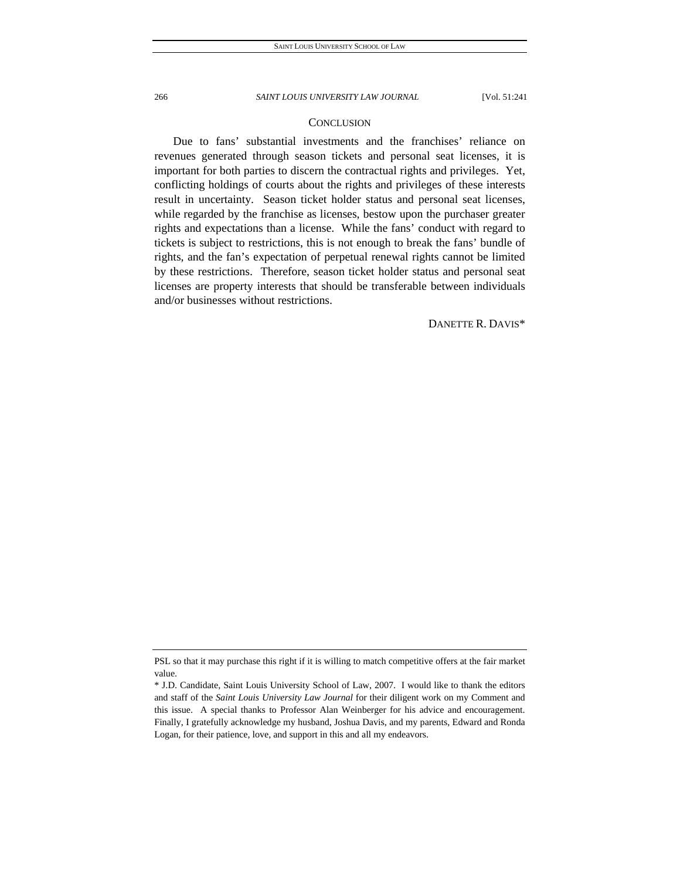## CONCLUSION

Due to fans' substantial investments and the franchises' reliance on revenues generated through season tickets and personal seat licenses, it is important for both parties to discern the contractual rights and privileges. Yet, conflicting holdings of courts about the rights and privileges of these interests result in uncertainty. Season ticket holder status and personal seat licenses, while regarded by the franchise as licenses, bestow upon the purchaser greater rights and expectations than a license. While the fans' conduct with regard to tickets is subject to restrictions, this is not enough to break the fans' bundle of rights, and the fan's expectation of perpetual renewal rights cannot be limited by these restrictions. Therefore, season ticket holder status and personal seat licenses are property interests that should be transferable between individuals and/or businesses without restrictions.

DANETTE R. DAVIS*

---

PSL so that it may purchase this right if it is willing to match competitive offers at the fair market value.

* J.D. Candidate, Saint Louis University School of Law, 2007. I would like to thank the editors and staff of the *Saint Louis University Law Journal* for their diligent work on my Comment and this issue. A special thanks to Professor Alan Weinberger for his advice and encouragement. Finally, I gratefully acknowledge my husband, Joshua Davis, and my parents, Edward and Ronda Logan, for their patience, love, and support in this and all my endeavors.